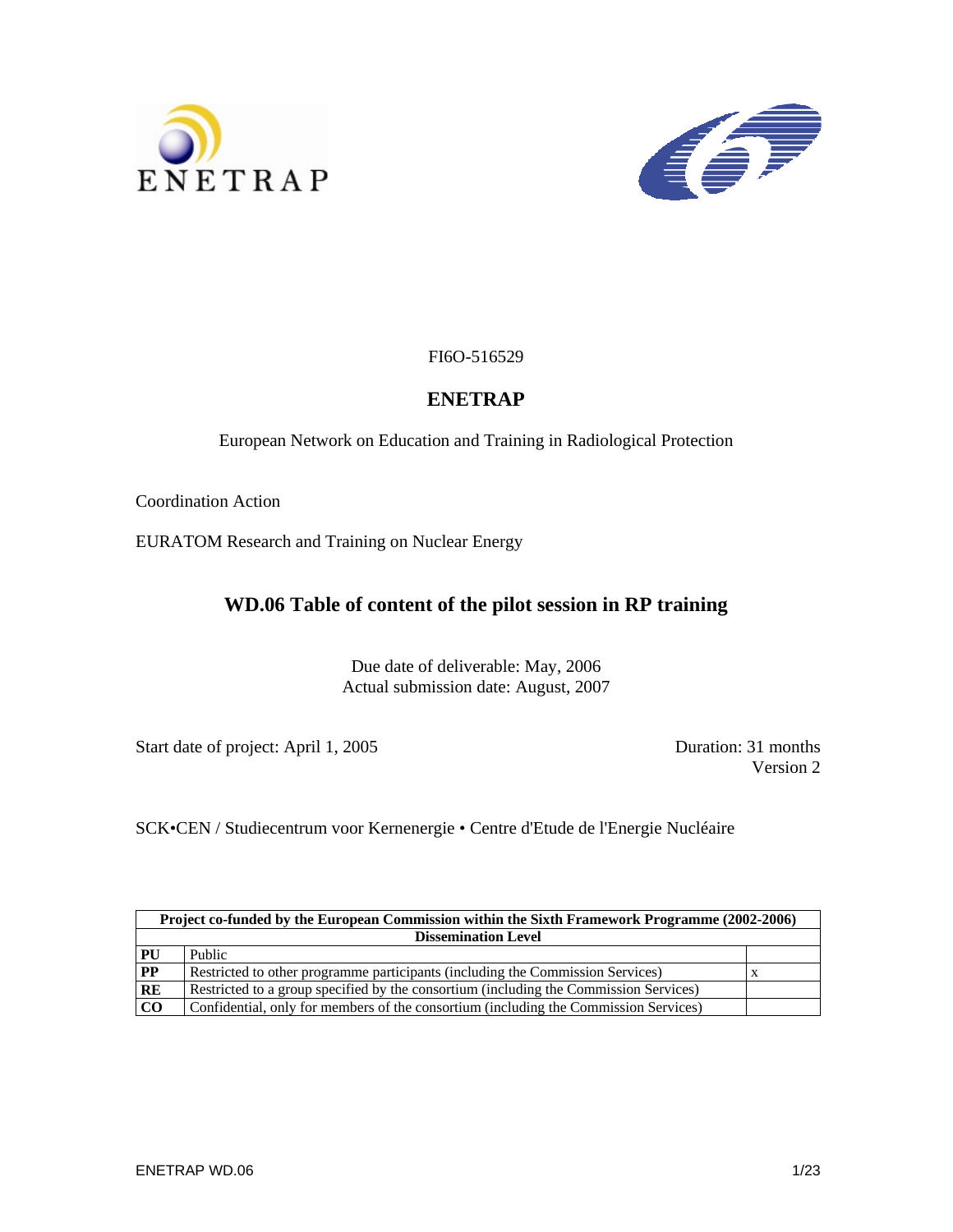ENETRAP

FI6O-516529

# ENETRAP

European Network on Education and Training in Radiological Protection

Coordination Action

EURATOM Research and Training on Nuclear Energy

## WD.06 Table of content of the pilot session in RP training

Due date of deliverable: May, 2006
Actual submission date: August, 2007

Start date of project: April 1, 2005

Duration: 31 months
Version 2

SCK•CEN / Studiecentrum voor Kernenergie • Centre d'Etude de l'Energie Nucléaire

| Project co-funded by the European Commission within the Sixth Framework Programme (2002-2006) | | |
|---|---|---|
| **Dissemination Level** | | |
| **PU** | Public | |
| **PP** | Restricted to other programme participants (including the Commission Services) | x |
| **RE** | Restricted to a group specified by the consortium (including the Commission Services) | |
| **CO** | Confidential, only for members of the consortium (including the Commission Services) | |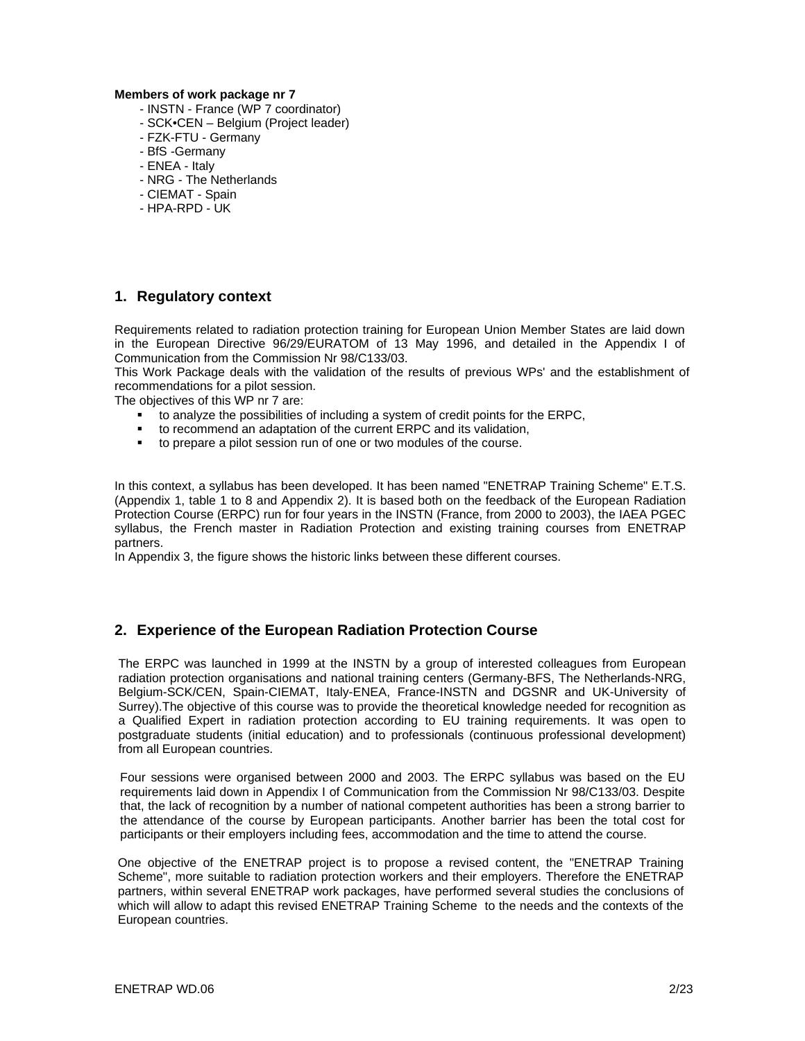**Members of work package nr 7**

- INSTN - France (WP 7 coordinator)
- SCK•CEN – Belgium (Project leader)
- FZK-FTU - Germany
- BfS -Germany
- ENEA - Italy
- NRG - The Netherlands
- CIEMAT - Spain
- HPA-RPD - UK

## 1. Regulatory context

Requirements related to radiation protection training for European Union Member States are laid down in the European Directive 96/29/EURATOM of 13 May 1996, and detailed in the Appendix I of Communication from the Commission Nr 98/C133/03.

This Work Package deals with the validation of the results of previous WPs' and the establishment of recommendations for a pilot session.

The objectives of this WP nr 7 are:

- to analyze the possibilities of including a system of credit points for the ERPC,
- to recommend an adaptation of the current ERPC and its validation,
- to prepare a pilot session run of one or two modules of the course.

In this context, a syllabus has been developed. It has been named "ENETRAP Training Scheme" E.T.S. (Appendix 1, table 1 to 8 and Appendix 2). It is based both on the feedback of the European Radiation Protection Course (ERPC) run for four years in the INSTN (France, from 2000 to 2003), the IAEA PGEC syllabus, the French master in Radiation Protection and existing training courses from ENETRAP partners.

In Appendix 3, the figure shows the historic links between these different courses.

## 2. Experience of the European Radiation Protection Course

The ERPC was launched in 1999 at the INSTN by a group of interested colleagues from European radiation protection organisations and national training centers (Germany-BFS, The Netherlands-NRG, Belgium-SCK/CEN, Spain-CIEMAT, Italy-ENEA, France-INSTN and DGSNR and UK-University of Surrey).The objective of this course was to provide the theoretical knowledge needed for recognition as a Qualified Expert in radiation protection according to EU training requirements. It was open to postgraduate students (initial education) and to professionals (continuous professional development) from all European countries.

Four sessions were organised between 2000 and 2003. The ERPC syllabus was based on the EU requirements laid down in Appendix I of Communication from the Commission Nr 98/C133/03. Despite that, the lack of recognition by a number of national competent authorities has been a strong barrier to the attendance of the course by European participants. Another barrier has been the total cost for participants or their employers including fees, accommodation and the time to attend the course.

One objective of the ENETRAP project is to propose a revised content, the "ENETRAP Training Scheme", more suitable to radiation protection workers and their employers. Therefore the ENETRAP partners, within several ENETRAP work packages, have performed several studies the conclusions of which will allow to adapt this revised ENETRAP Training Scheme to the needs and the contexts of the European countries.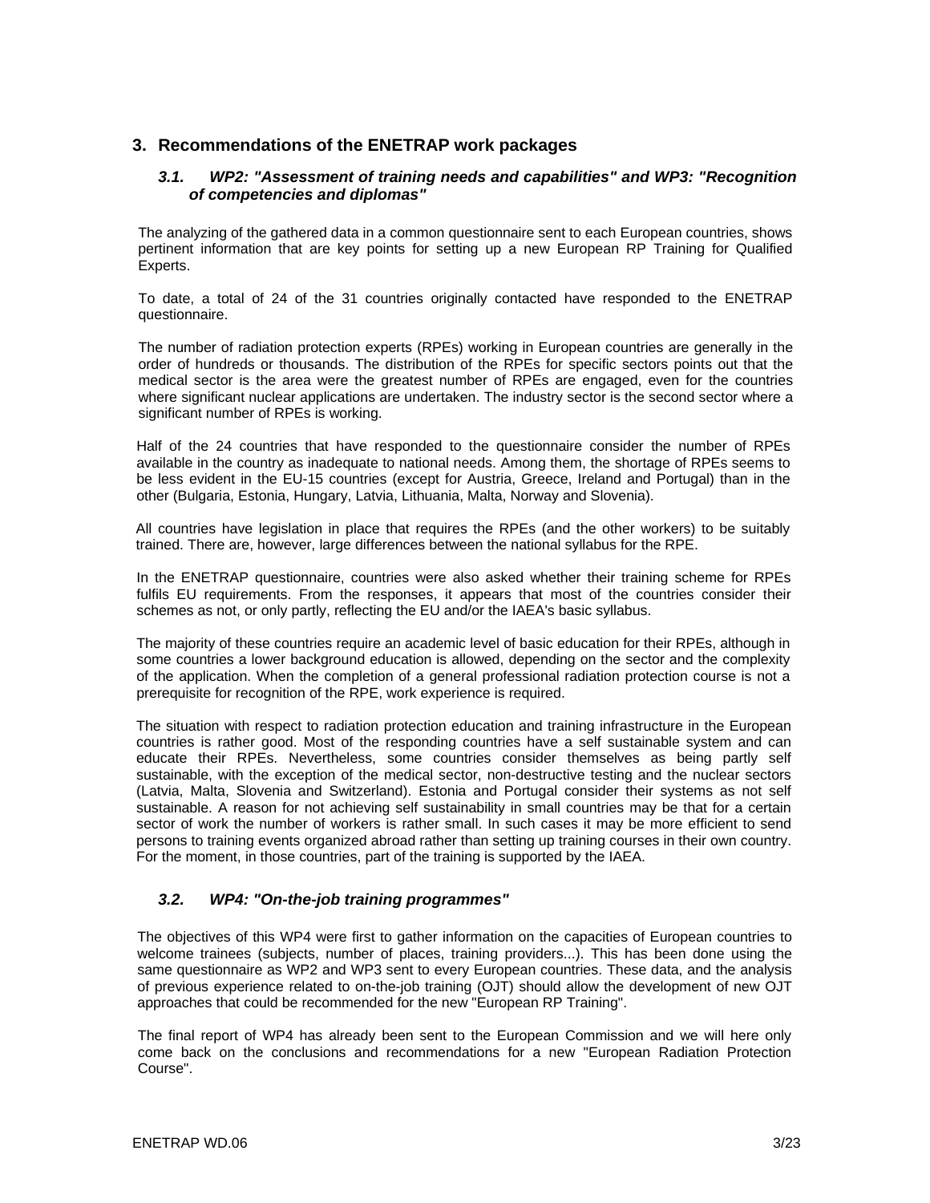## 3. Recommendations of the ENETRAP work packages

### *3.1. WP2: "Assessment of training needs and capabilities" and WP3: "Recognition of competencies and diplomas"*

The analyzing of the gathered data in a common questionnaire sent to each European countries, shows pertinent information that are key points for setting up a new European RP Training for Qualified Experts.

To date, a total of 24 of the 31 countries originally contacted have responded to the ENETRAP questionnaire.

The number of radiation protection experts (RPEs) working in European countries are generally in the order of hundreds or thousands. The distribution of the RPEs for specific sectors points out that the medical sector is the area were the greatest number of RPEs are engaged, even for the countries where significant nuclear applications are undertaken. The industry sector is the second sector where a significant number of RPEs is working.

Half of the 24 countries that have responded to the questionnaire consider the number of RPEs available in the country as inadequate to national needs. Among them, the shortage of RPEs seems to be less evident in the EU-15 countries (except for Austria, Greece, Ireland and Portugal) than in the other (Bulgaria, Estonia, Hungary, Latvia, Lithuania, Malta, Norway and Slovenia).

All countries have legislation in place that requires the RPEs (and the other workers) to be suitably trained. There are, however, large differences between the national syllabus for the RPE.

In the ENETRAP questionnaire, countries were also asked whether their training scheme for RPEs fulfils EU requirements. From the responses, it appears that most of the countries consider their schemes as not, or only partly, reflecting the EU and/or the IAEA's basic syllabus.

The majority of these countries require an academic level of basic education for their RPEs, although in some countries a lower background education is allowed, depending on the sector and the complexity of the application. When the completion of a general professional radiation protection course is not a prerequisite for recognition of the RPE, work experience is required.

The situation with respect to radiation protection education and training infrastructure in the European countries is rather good. Most of the responding countries have a self sustainable system and can educate their RPEs. Nevertheless, some countries consider themselves as being partly self sustainable, with the exception of the medical sector, non-destructive testing and the nuclear sectors (Latvia, Malta, Slovenia and Switzerland). Estonia and Portugal consider their systems as not self sustainable. A reason for not achieving self sustainability in small countries may be that for a certain sector of work the number of workers is rather small. In such cases it may be more efficient to send persons to training events organized abroad rather than setting up training courses in their own country. For the moment, in those countries, part of the training is supported by the IAEA.

### *3.2. WP4: "On-the-job training programmes"*

The objectives of this WP4 were first to gather information on the capacities of European countries to welcome trainees (subjects, number of places, training providers...). This has been done using the same questionnaire as WP2 and WP3 sent to every European countries. These data, and the analysis of previous experience related to on-the-job training (OJT) should allow the development of new OJT approaches that could be recommended for the new "European RP Training".

The final report of WP4 has already been sent to the European Commission and we will here only come back on the conclusions and recommendations for a new "European Radiation Protection Course".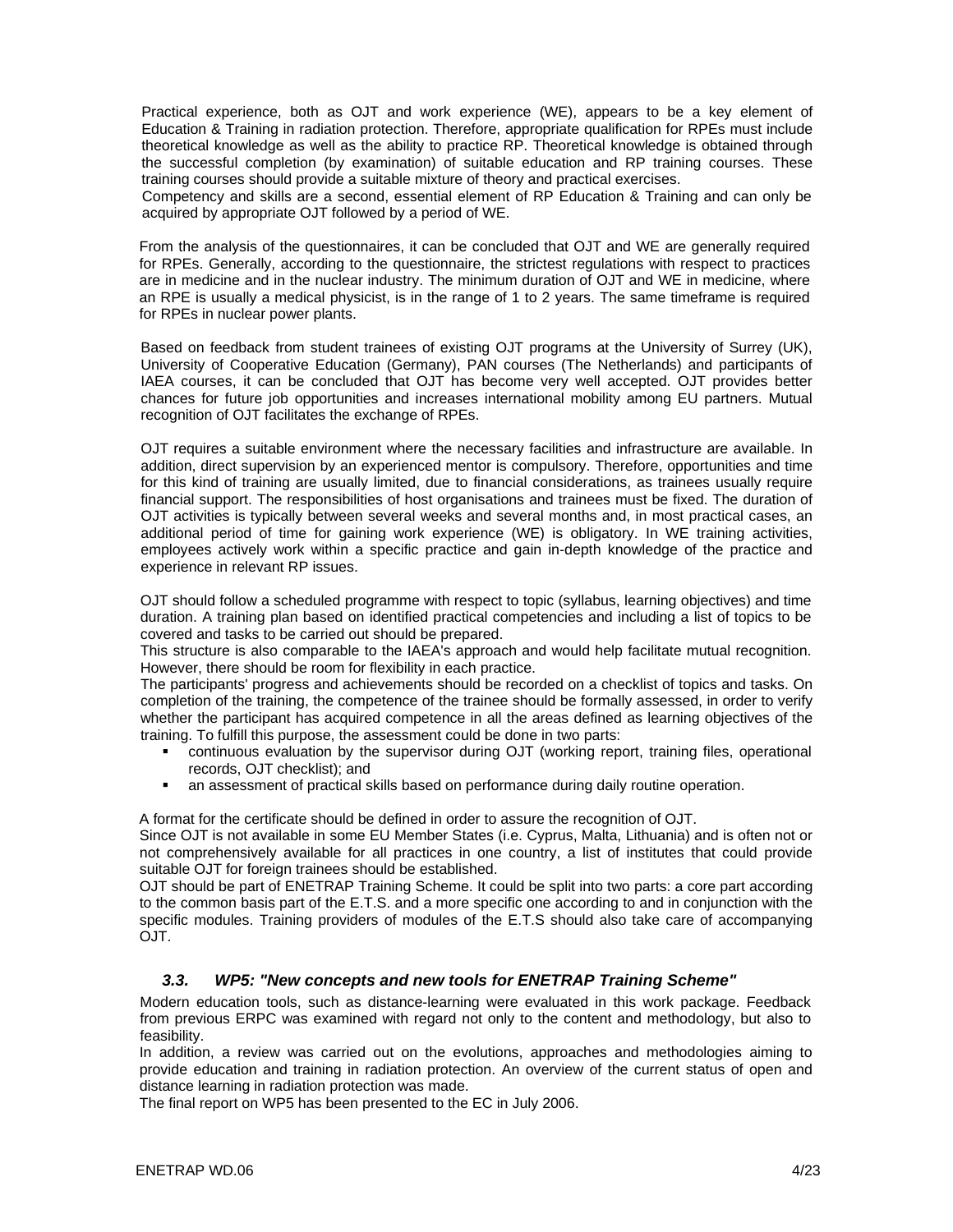Practical experience, both as OJT and work experience (WE), appears to be a key element of Education & Training in radiation protection. Therefore, appropriate qualification for RPEs must include theoretical knowledge as well as the ability to practice RP. Theoretical knowledge is obtained through the successful completion (by examination) of suitable education and RP training courses. These training courses should provide a suitable mixture of theory and practical exercises.
Competency and skills are a second, essential element of RP Education & Training and can only be acquired by appropriate OJT followed by a period of WE.

From the analysis of the questionnaires, it can be concluded that OJT and WE are generally required for RPEs. Generally, according to the questionnaire, the strictest regulations with respect to practices are in medicine and in the nuclear industry. The minimum duration of OJT and WE in medicine, where an RPE is usually a medical physicist, is in the range of 1 to 2 years. The same timeframe is required for RPEs in nuclear power plants.

Based on feedback from student trainees of existing OJT programs at the University of Surrey (UK), University of Cooperative Education (Germany), PAN courses (The Netherlands) and participants of IAEA courses, it can be concluded that OJT has become very well accepted. OJT provides better chances for future job opportunities and increases international mobility among EU partners. Mutual recognition of OJT facilitates the exchange of RPEs.

OJT requires a suitable environment where the necessary facilities and infrastructure are available. In addition, direct supervision by an experienced mentor is compulsory. Therefore, opportunities and time for this kind of training are usually limited, due to financial considerations, as trainees usually require financial support. The responsibilities of host organisations and trainees must be fixed. The duration of OJT activities is typically between several weeks and several months and, in most practical cases, an additional period of time for gaining work experience (WE) is obligatory. In WE training activities, employees actively work within a specific practice and gain in-depth knowledge of the practice and experience in relevant RP issues.

OJT should follow a scheduled programme with respect to topic (syllabus, learning objectives) and time duration. A training plan based on identified practical competencies and including a list of topics to be covered and tasks to be carried out should be prepared.
This structure is also comparable to the IAEA's approach and would help facilitate mutual recognition. However, there should be room for flexibility in each practice.
The participants' progress and achievements should be recorded on a checklist of topics and tasks. On completion of the training, the competence of the trainee should be formally assessed, in order to verify whether the participant has acquired competence in all the areas defined as learning objectives of the training. To fulfill this purpose, the assessment could be done in two parts:

- continuous evaluation by the supervisor during OJT (working report, training files, operational records, OJT checklist); and
- an assessment of practical skills based on performance during daily routine operation.

A format for the certificate should be defined in order to assure the recognition of OJT.
Since OJT is not available in some EU Member States (i.e. Cyprus, Malta, Lithuania) and is often not or not comprehensively available for all practices in one country, a list of institutes that could provide suitable OJT for foreign trainees should be established.
OJT should be part of ENETRAP Training Scheme. It could be split into two parts: a core part according to the common basis part of the E.T.S. and a more specific one according to and in conjunction with the specific modules. Training providers of modules of the E.T.S should also take care of accompanying OJT.

### *3.3. WP5: "New concepts and new tools for ENETRAP Training Scheme"*

Modern education tools, such as distance-learning were evaluated in this work package. Feedback from previous ERPC was examined with regard not only to the content and methodology, but also to feasibility.
In addition, a review was carried out on the evolutions, approaches and methodologies aiming to provide education and training in radiation protection. An overview of the current status of open and distance learning in radiation protection was made.
The final report on WP5 has been presented to the EC in July 2006.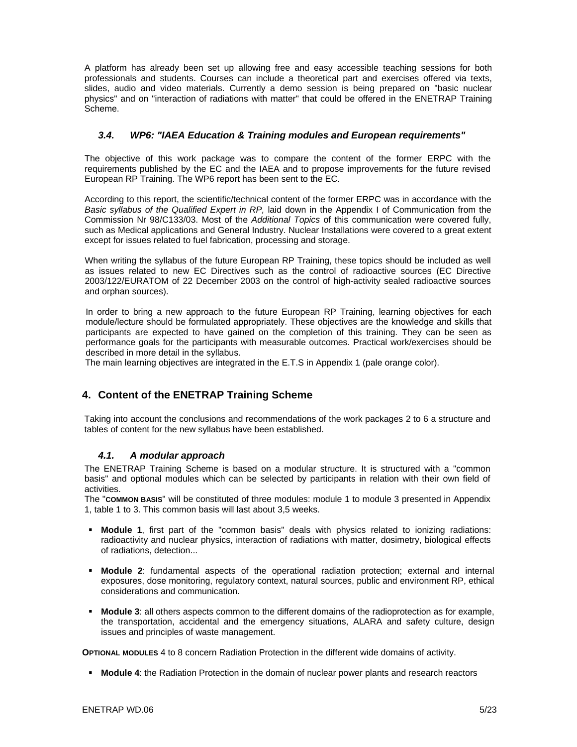A platform has already been set up allowing free and easy accessible teaching sessions for both professionals and students. Courses can include a theoretical part and exercises offered via texts, slides, audio and video materials. Currently a demo session is being prepared on "basic nuclear physics" and on "interaction of radiations with matter" that could be offered in the ENETRAP Training Scheme.

### *3.4. WP6: "IAEA Education & Training modules and European requirements"*

The objective of this work package was to compare the content of the former ERPC with the requirements published by the EC and the IAEA and to propose improvements for the future revised European RP Training. The WP6 report has been sent to the EC.

According to this report, the scientific/technical content of the former ERPC was in accordance with the *Basic syllabus of the Qualified Expert in RP,* laid down in the Appendix I of Communication from the Commission Nr 98/C133/03. Most of the *Additional Topics* of this communication were covered fully, such as Medical applications and General Industry. Nuclear Installations were covered to a great extent except for issues related to fuel fabrication, processing and storage.

When writing the syllabus of the future European RP Training, these topics should be included as well as issues related to new EC Directives such as the control of radioactive sources (EC Directive 2003/122/EURATOM of 22 December 2003 on the control of high-activity sealed radioactive sources and orphan sources).

In order to bring a new approach to the future European RP Training, learning objectives for each module/lecture should be formulated appropriately. These objectives are the knowledge and skills that participants are expected to have gained on the completion of this training. They can be seen as performance goals for the participants with measurable outcomes. Practical work/exercises should be described in more detail in the syllabus.
The main learning objectives are integrated in the E.T.S in Appendix 1 (pale orange color).

## 4. Content of the ENETRAP Training Scheme

Taking into account the conclusions and recommendations of the work packages 2 to 6 a structure and tables of content for the new syllabus have been established.

### *4.1. A modular approach*

The ENETRAP Training Scheme is based on a modular structure. It is structured with a "common basis" and optional modules which can be selected by participants in relation with their own field of activities.
The "**COMMON BASIS**" will be constituted of three modules: module 1 to module 3 presented in Appendix 1, table 1 to 3. This common basis will last about 3,5 weeks.

- **Module 1**, first part of the "common basis" deals with physics related to ionizing radiations: radioactivity and nuclear physics, interaction of radiations with matter, dosimetry, biological effects of radiations, detection...
- **Module 2**: fundamental aspects of the operational radiation protection; external and internal exposures, dose monitoring, regulatory context, natural sources, public and environment RP, ethical considerations and communication.
- **Module 3**: all others aspects common to the different domains of the radioprotection as for example, the transportation, accidental and the emergency situations, ALARA and safety culture, design issues and principles of waste management.

**OPTIONAL MODULES** 4 to 8 concern Radiation Protection in the different wide domains of activity.

- **Module 4**: the Radiation Protection in the domain of nuclear power plants and research reactors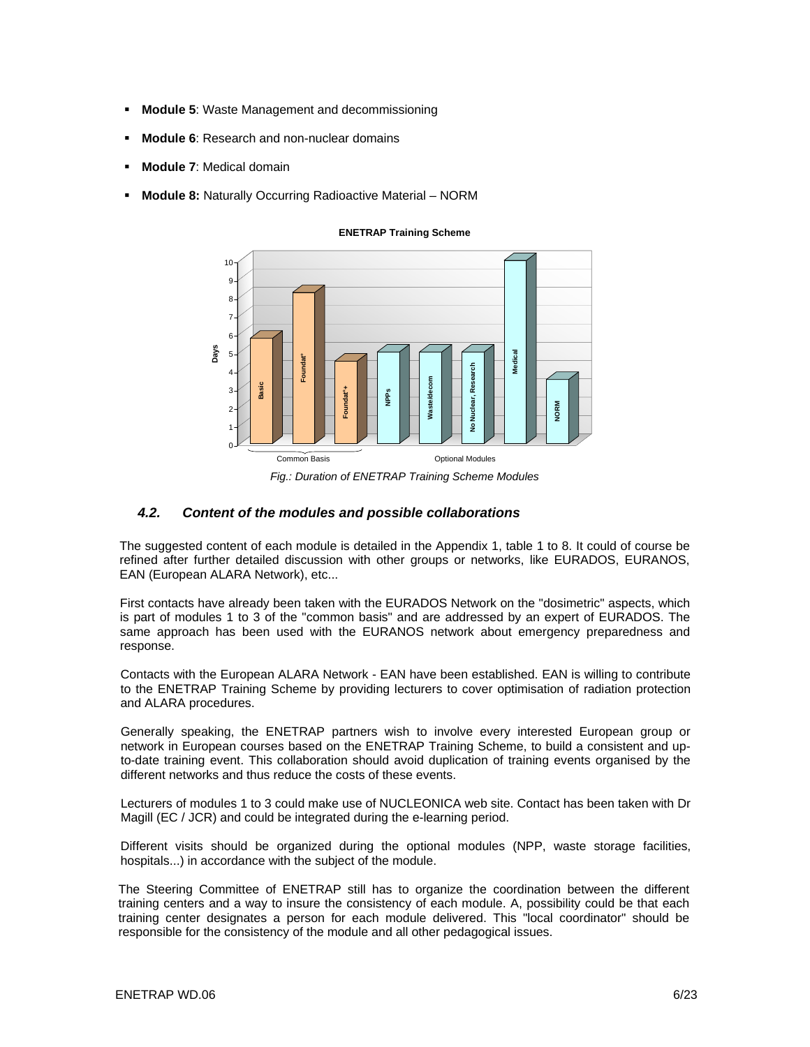- **Module 5**: Waste Management and decommissioning
- **Module 6**: Research and non-nuclear domains
- **Module 7**: Medical domain
- **Module 8:** Naturally Occurring Radioactive Material – NORM

*Fig.: Duration of ENETRAP Training Scheme Modules*

### *4.2. Content of the modules and possible collaborations*

The suggested content of each module is detailed in the Appendix 1, table 1 to 8. It could of course be refined after further detailed discussion with other groups or networks, like EURADOS, EURANOS, EAN (European ALARA Network), etc...

First contacts have already been taken with the EURADOS Network on the "dosimetric" aspects, which is part of modules 1 to 3 of the "common basis" and are addressed by an expert of EURADOS. The same approach has been used with the EURANOS network about emergency preparedness and response.

Contacts with the European ALARA Network - EAN have been established. EAN is willing to contribute to the ENETRAP Training Scheme by providing lecturers to cover optimisation of radiation protection and ALARA procedures.

Generally speaking, the ENETRAP partners wish to involve every interested European group or network in European courses based on the ENETRAP Training Scheme, to build a consistent and up-to-date training event. This collaboration should avoid duplication of training events organised by the different networks and thus reduce the costs of these events.

Lecturers of modules 1 to 3 could make use of NUCLEONICA web site. Contact has been taken with Dr Magill (EC / JCR) and could be integrated during the e-learning period.

Different visits should be organized during the optional modules (NPP, waste storage facilities, hospitals...) in accordance with the subject of the module.

The Steering Committee of ENETRAP still has to organize the coordination between the different training centers and a way to insure the consistency of each module. A, possibility could be that each training center designates a person for each module delivered. This "local coordinator" should be responsible for the consistency of the module and all other pedagogical issues.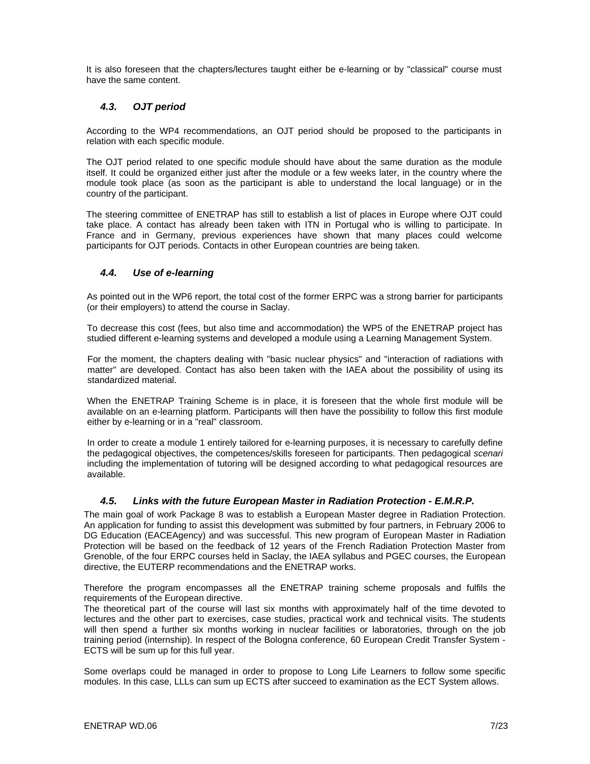It is also foreseen that the chapters/lectures taught either be e-learning or by "classical" course must have the same content.

### *4.3. OJT period*

According to the WP4 recommendations, an OJT period should be proposed to the participants in relation with each specific module.

The OJT period related to one specific module should have about the same duration as the module itself. It could be organized either just after the module or a few weeks later, in the country where the module took place (as soon as the participant is able to understand the local language) or in the country of the participant.

The steering committee of ENETRAP has still to establish a list of places in Europe where OJT could take place. A contact has already been taken with ITN in Portugal who is willing to participate. In France and in Germany, previous experiences have shown that many places could welcome participants for OJT periods. Contacts in other European countries are being taken.

### *4.4. Use of e-learning*

As pointed out in the WP6 report, the total cost of the former ERPC was a strong barrier for participants (or their employers) to attend the course in Saclay.

To decrease this cost (fees, but also time and accommodation) the WP5 of the ENETRAP project has studied different e-learning systems and developed a module using a Learning Management System.

For the moment, the chapters dealing with "basic nuclear physics" and "interaction of radiations with matter" are developed. Contact has also been taken with the IAEA about the possibility of using its standardized material.

When the ENETRAP Training Scheme is in place, it is foreseen that the whole first module will be available on an e-learning platform. Participants will then have the possibility to follow this first module either by e-learning or in a "real" classroom.

In order to create a module 1 entirely tailored for e-learning purposes, it is necessary to carefully define the pedagogical objectives, the competences/skills foreseen for participants. Then pedagogical *scenari* including the implementation of tutoring will be designed according to what pedagogical resources are available.

### *4.5. Links with the future European Master in Radiation Protection - E.M.R.P.*

The main goal of work Package 8 was to establish a European Master degree in Radiation Protection. An application for funding to assist this development was submitted by four partners, in February 2006 to DG Education (EACEAgency) and was successful. This new program of European Master in Radiation Protection will be based on the feedback of 12 years of the French Radiation Protection Master from Grenoble, of the four ERPC courses held in Saclay, the IAEA syllabus and PGEC courses, the European directive, the EUTERP recommendations and the ENETRAP works.

Therefore the program encompasses all the ENETRAP training scheme proposals and fulfils the requirements of the European directive.
The theoretical part of the course will last six months with approximately half of the time devoted to lectures and the other part to exercises, case studies, practical work and technical visits. The students will then spend a further six months working in nuclear facilities or laboratories, through on the job training period (internship). In respect of the Bologna conference, 60 European Credit Transfer System - ECTS will be sum up for this full year.

Some overlaps could be managed in order to propose to Long Life Learners to follow some specific modules. In this case, LLLs can sum up ECTS after succeed to examination as the ECT System allows.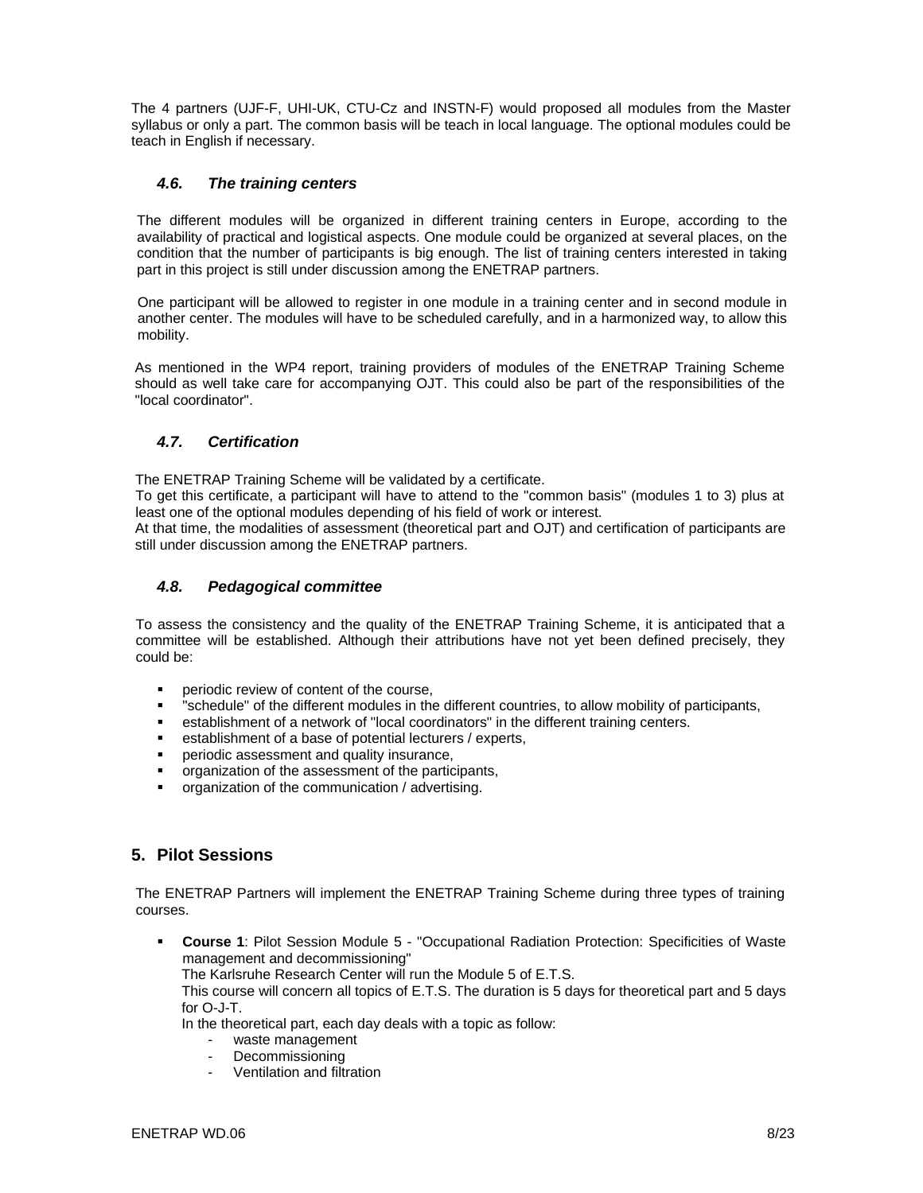The 4 partners (UJF-F, UHI-UK, CTU-Cz and INSTN-F) would proposed all modules from the Master syllabus or only a part. The common basis will be teach in local language. The optional modules could be teach in English if necessary.

### *4.6. The training centers*

The different modules will be organized in different training centers in Europe, according to the availability of practical and logistical aspects. One module could be organized at several places, on the condition that the number of participants is big enough. The list of training centers interested in taking part in this project is still under discussion among the ENETRAP partners.

One participant will be allowed to register in one module in a training center and in second module in another center. The modules will have to be scheduled carefully, and in a harmonized way, to allow this mobility.

As mentioned in the WP4 report, training providers of modules of the ENETRAP Training Scheme should as well take care for accompanying OJT. This could also be part of the responsibilities of the "local coordinator".

### *4.7. Certification*

The ENETRAP Training Scheme will be validated by a certificate.
To get this certificate, a participant will have to attend to the "common basis" (modules 1 to 3) plus at least one of the optional modules depending of his field of work or interest.
At that time, the modalities of assessment (theoretical part and OJT) and certification of participants are still under discussion among the ENETRAP partners.

### *4.8. Pedagogical committee*

To assess the consistency and the quality of the ENETRAP Training Scheme, it is anticipated that a committee will be established. Although their attributions have not yet been defined precisely, they could be:

- periodic review of content of the course,
- "schedule" of the different modules in the different countries, to allow mobility of participants,
- establishment of a network of "local coordinators" in the different training centers.
- establishment of a base of potential lecturers / experts,
- periodic assessment and quality insurance,
- organization of the assessment of the participants,
- organization of the communication / advertising.

## 5. Pilot Sessions

The ENETRAP Partners will implement the ENETRAP Training Scheme during three types of training courses.

- **Course 1**: Pilot Session Module 5 - "Occupational Radiation Protection: Specificities of Waste management and decommissioning"
  The Karlsruhe Research Center will run the Module 5 of E.T.S.
  This course will concern all topics of E.T.S. The duration is 5 days for theoretical part and 5 days for O-J-T.
  In the theoretical part, each day deals with a topic as follow:
  - waste management
  - Decommissioning
  - Ventilation and filtration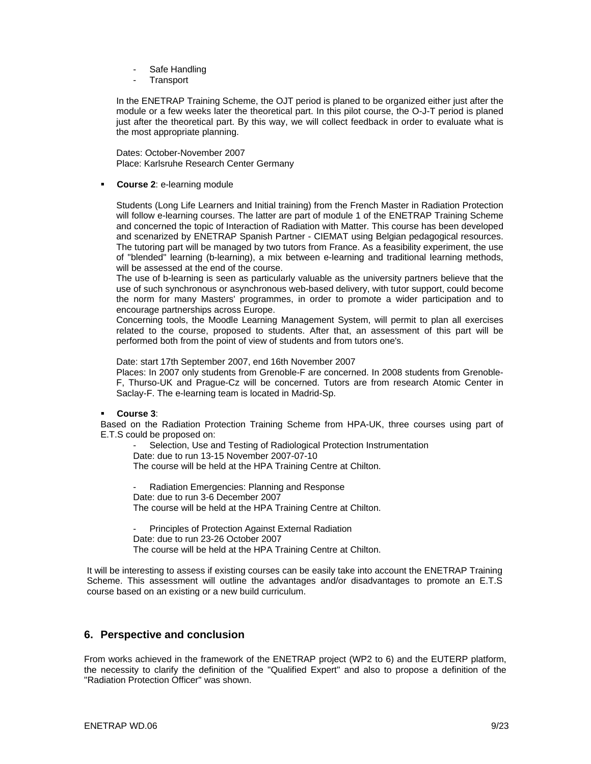- Safe Handling
- Transport

In the ENETRAP Training Scheme, the OJT period is planed to be organized either just after the module or a few weeks later the theoretical part. In this pilot course, the O-J-T period is planed just after the theoretical part. By this way, we will collect feedback in order to evaluate what is the most appropriate planning.

Dates: October-November 2007
Place: Karlsruhe Research Center Germany

- **Course 2**: e-learning module

  Students (Long Life Learners and Initial training) from the French Master in Radiation Protection will follow e-learning courses. The latter are part of module 1 of the ENETRAP Training Scheme and concerned the topic of Interaction of Radiation with Matter. This course has been developed and scenarized by ENETRAP Spanish Partner - CIEMAT using Belgian pedagogical resources. The tutoring part will be managed by two tutors from France. As a feasibility experiment, the use of "blended" learning (b-learning), a mix between e-learning and traditional learning methods, will be assessed at the end of the course.
  The use of b-learning is seen as particularly valuable as the university partners believe that the use of such synchronous or asynchronous web-based delivery, with tutor support, could become the norm for many Masters' programmes, in order to promote a wider participation and to encourage partnerships across Europe.
  Concerning tools, the Moodle Learning Management System, will permit to plan all exercises related to the course, proposed to students. After that, an assessment of this part will be performed both from the point of view of students and from tutors one's.

  Date: start 17th September 2007, end 16th November 2007
  Places: In 2007 only students from Grenoble-F are concerned. In 2008 students from Grenoble-F, Thurso-UK and Prague-Cz will be concerned. Tutors are from research Atomic Center in Saclay-F. The e-learning team is located in Madrid-Sp.

- **Course 3**:
  Based on the Radiation Protection Training Scheme from HPA-UK, three courses using part of E.T.S could be proposed on:

  - Selection, Use and Testing of Radiological Protection Instrumentation
    Date: due to run 13-15 November 2007-07-10
    The course will be held at the HPA Training Centre at Chilton.

  - Radiation Emergencies: Planning and Response
    Date: due to run 3-6 December 2007
    The course will be held at the HPA Training Centre at Chilton.

  - Principles of Protection Against External Radiation
    Date: due to run 23-26 October 2007
    The course will be held at the HPA Training Centre at Chilton.

It will be interesting to assess if existing courses can be easily take into account the ENETRAP Training Scheme. This assessment will outline the advantages and/or disadvantages to promote an E.T.S course based on an existing or a new build curriculum.

## 6. Perspective and conclusion

From works achieved in the framework of the ENETRAP project (WP2 to 6) and the EUTERP platform, the necessity to clarify the definition of the "Qualified Expert" and also to propose a definition of the "Radiation Protection Officer" was shown.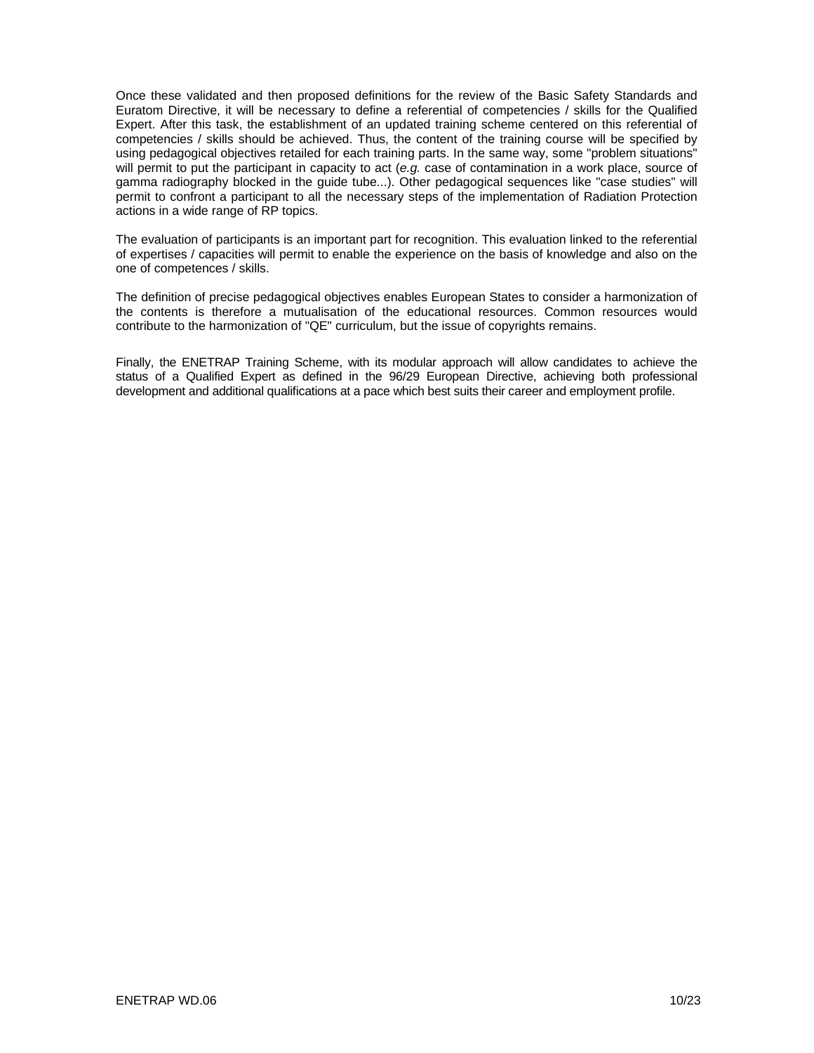Once these validated and then proposed definitions for the review of the Basic Safety Standards and Euratom Directive, it will be necessary to define a referential of competencies / skills for the Qualified Expert. After this task, the establishment of an updated training scheme centered on this referential of competencies / skills should be achieved. Thus, the content of the training course will be specified by using pedagogical objectives retailed for each training parts. In the same way, some "problem situations" will permit to put the participant in capacity to act (*e.g.* case of contamination in a work place, source of gamma radiography blocked in the guide tube...). Other pedagogical sequences like "case studies" will permit to confront a participant to all the necessary steps of the implementation of Radiation Protection actions in a wide range of RP topics.

The evaluation of participants is an important part for recognition. This evaluation linked to the referential of expertises / capacities will permit to enable the experience on the basis of knowledge and also on the one of competences / skills.

The definition of precise pedagogical objectives enables European States to consider a harmonization of the contents is therefore a mutualisation of the educational resources. Common resources would contribute to the harmonization of "QE" curriculum, but the issue of copyrights remains.

Finally, the ENETRAP Training Scheme, with its modular approach will allow candidates to achieve the status of a Qualified Expert as defined in the 96/29 European Directive, achieving both professional development and additional qualifications at a pace which best suits their career and employment profile.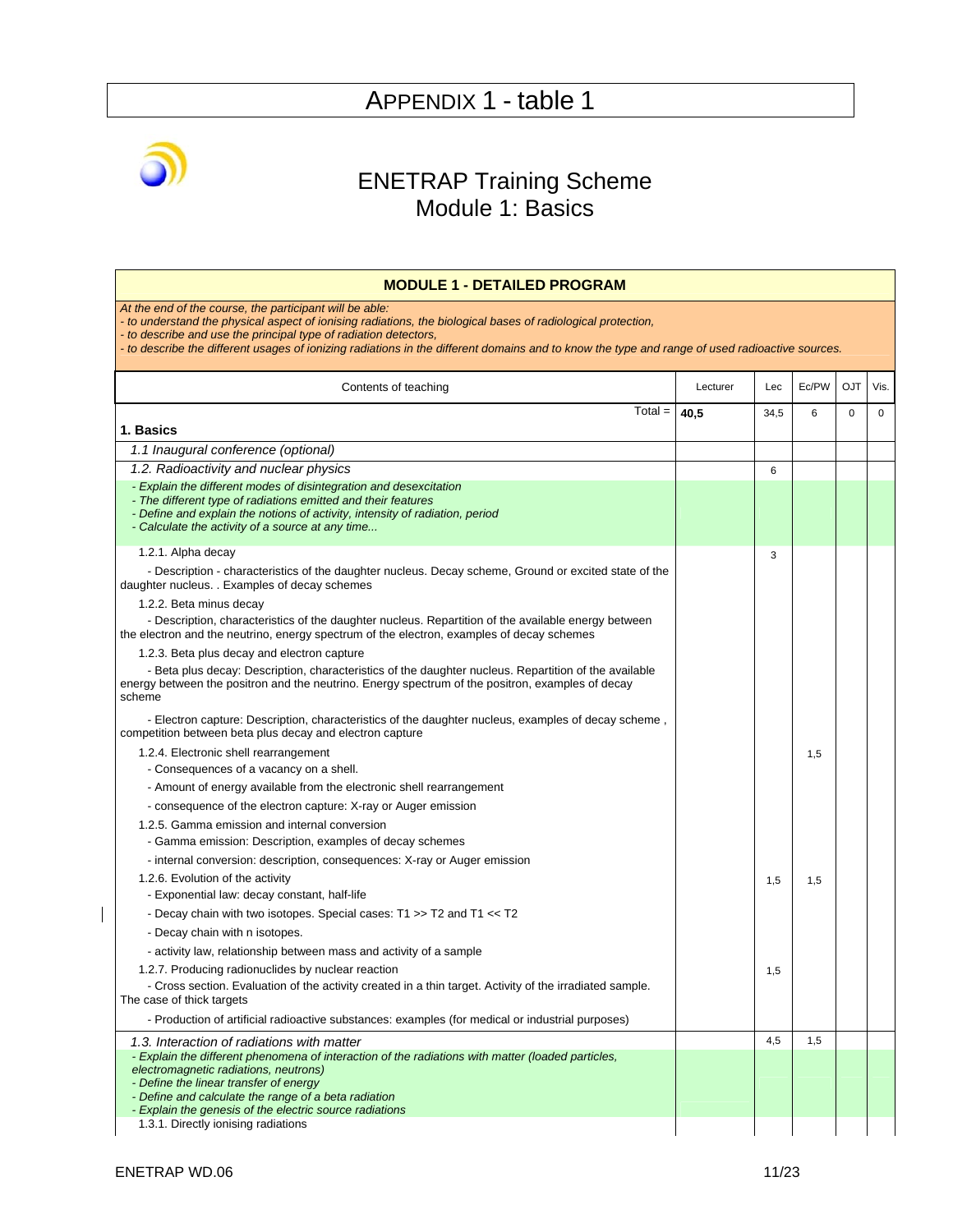# APPENDIX 1 - table 1

## ENETRAP Training Scheme
## Module 1: Basics

**MODULE 1 - DETAILED PROGRAM**

*At the end of the course, the participant will be able:*
*- to understand the physical aspect of ionising radiations, the biological bases of radiological protection,*
*- to describe and use the principal type of radiation detectors,*
*- to describe the different usages of ionizing radiations in the different domains and to know the type and range of used radioactive sources.*

| Contents of teaching | Lecturer | Lec | Ec/PW | OJT | Vis. |
|---|---|---|---|---|---|
| Total = | **40,5** | 34,5 | 6 | 0 | 0 |
| **1. Basics** | | | | | |
| *1.1 Inaugural conference (optional)* | | | | | |
| *1.2. Radioactivity and nuclear physics* | | 6 | | | |
| *- Explain the different modes of disintegration and desexcitation*<br>*- The different type of radiations emitted and their features*<br>*- Define and explain the notions of activity, intensity of radiation, period*<br>*- Calculate the activity of a source at any time...* | | | | | |
| 1.2.1. Alpha decay | | 3 | | | |
| - Description - characteristics of the daughter nucleus. Decay scheme, Ground or excited state of the daughter nucleus. . Examples of decay schemes | | | | | |
| 1.2.2. Beta minus decay | | | | | |
| - Description, characteristics of the daughter nucleus. Repartition of the available energy between the electron and the neutrino, energy spectrum of the electron, examples of decay schemes | | | | | |
| 1.2.3. Beta plus decay and electron capture | | | | | |
| - Beta plus decay: Description, characteristics of the daughter nucleus. Repartition of the available energy between the positron and the neutrino. Energy spectrum of the positron, examples of decay scheme | | | | | |
| - Electron capture: Description, characteristics of the daughter nucleus, examples of decay scheme , competition between beta plus decay and electron capture | | | | | |
| 1.2.4. Electronic shell rearrangement | | | 1,5 | | |
| - Consequences of a vacancy on a shell. | | | | | |
| - Amount of energy available from the electronic shell rearrangement | | | | | |
| - consequence of the electron capture: X-ray or Auger emission | | | | | |
| 1.2.5. Gamma emission and internal conversion | | | | | |
| - Gamma emission: Description, examples of decay schemes | | | | | |
| - internal conversion: description, consequences: X-ray or Auger emission | | | | | |
| 1.2.6. Evolution of the activity | | 1,5 | 1,5 | | |
| - Exponential law: decay constant, half-life | | | | | |
| - Decay chain with two isotopes. Special cases: T1 >> T2 and T1 << T2 | | | | | |
| - Decay chain with n isotopes. | | | | | |
| - activity law, relationship between mass and activity of a sample | | | | | |
| 1.2.7. Producing radionuclides by nuclear reaction | | 1,5 | | | |
| - Cross section. Evaluation of the activity created in a thin target. Activity of the irradiated sample. The case of thick targets | | | | | |
| - Production of artificial radioactive substances: examples (for medical or industrial purposes) | | | | | |
| *1.3. Interaction of radiations with matter* | | 4,5 | 1,5 | | |
| *- Explain the different phenomena of interaction of the radiations with matter (loaded particles, electromagnetic radiations, neutrons)*<br>*- Define the linear transfer of energy*<br>*- Define and calculate the range of a beta radiation*<br>*- Explain the genesis of the electric source radiations* | | | | | |
| 1.3.1. Directly ionising radiations | | | | | |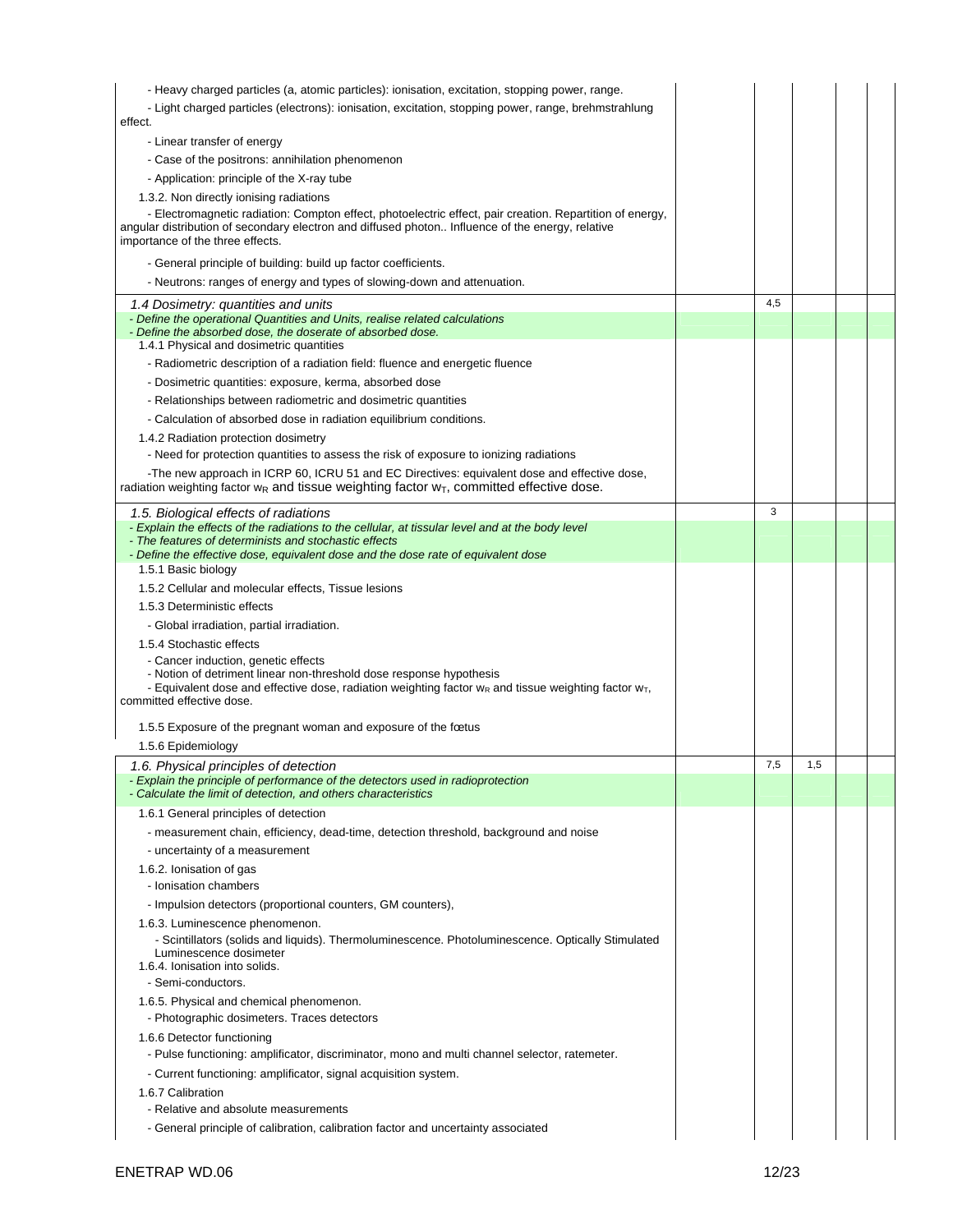| | | | | | |
|---|---|---|---|---|---|
| - Heavy charged particles (a, atomic particles): ionisation, excitation, stopping power, range.<br>- Light charged particles (electrons): ionisation, excitation, stopping power, range, brehmstrahlung effect.<br>- Linear transfer of energy<br>- Case of the positrons: annihilation phenomenon<br>- Application: principle of the X-ray tube<br>1.3.2. Non directly ionising radiations<br>- Electromagnetic radiation: Compton effect, photoelectric effect, pair creation. Repartition of energy, angular distribution of secondary electron and diffused photon.. Influence of the energy, relative importance of the three effects.<br>- General principle of building: build up factor coefficients.<br>- Neutrons: ranges of energy and types of slowing-down and attenuation. | | | | | |
| *1.4 Dosimetry: quantities and units* | | 4,5 | | | |
| *- Define the operational Quantities and Units, realise related calculations*<br>*- Define the absorbed dose, the doserate of absorbed dose.* | | | | | |
| 1.4.1 Physical and dosimetric quantities<br>- Radiometric description of a radiation field: fluence and energetic fluence<br>- Dosimetric quantities: exposure, kerma, absorbed dose<br>- Relationships between radiometric and dosimetric quantities<br>- Calculation of absorbed dose in radiation equilibrium conditions.<br>1.4.2 Radiation protection dosimetry<br>- Need for protection quantities to assess the risk of exposure to ionizing radiations<br>-The new approach in ICRP 60, ICRU 51 and EC Directives: equivalent dose and effective dose, radiation weighting factor $w_R$ and tissue weighting factor $w_T$, committed effective dose. | | | | | |
| *1.5. Biological effects of radiations* | | 3 | | | |
| *- Explain the effects of the radiations to the cellular, at tissular level and at the body level*<br>*- The features of determinists and stochastic effects*<br>*- Define the effective dose, equivalent dose and the dose rate of equivalent dose* | | | | | |
| 1.5.1 Basic biology<br>1.5.2 Cellular and molecular effects, Tissue lesions<br>1.5.3 Deterministic effects<br>- Global irradiation, partial irradiation.<br>1.5.4 Stochastic effects<br>- Cancer induction, genetic effects<br>- Notion of detriment linear non-threshold dose response hypothesis<br>- Equivalent dose and effective dose, radiation weighting factor $w_R$ and tissue weighting factor $w_T$, committed effective dose.<br>1.5.5 Exposure of the pregnant woman and exposure of the fœtus<br>1.5.6 Epidemiology | | | | | |
| *1.6. Physical principles of detection* | | 7,5 | 1,5 | | |
| *- Explain the principle of performance of the detectors used in radioprotection*<br>*- Calculate the limit of detection, and others characteristics* | | | | | |
| 1.6.1 General principles of detection<br>- measurement chain, efficiency, dead-time, detection threshold, background and noise<br>- uncertainty of a measurement<br>1.6.2. Ionisation of gas<br>- Ionisation chambers<br>- Impulsion detectors (proportional counters, GM counters),<br>1.6.3. Luminescence phenomenon.<br>- Scintillators (solids and liquids). Thermoluminescence. Photoluminescence. Optically Stimulated Luminescence dosimeter<br>1.6.4. Ionisation into solids.<br>- Semi-conductors.<br>1.6.5. Physical and chemical phenomenon.<br>- Photographic dosimeters. Traces detectors<br>1.6.6 Detector functioning<br>- Pulse functioning: amplificator, discriminator, mono and multi channel selector, ratemeter.<br>- Current functioning: amplificator, signal acquisition system.<br>1.6.7 Calibration<br>- Relative and absolute measurements<br>- General principle of calibration, calibration factor and uncertainty associated | | | | | |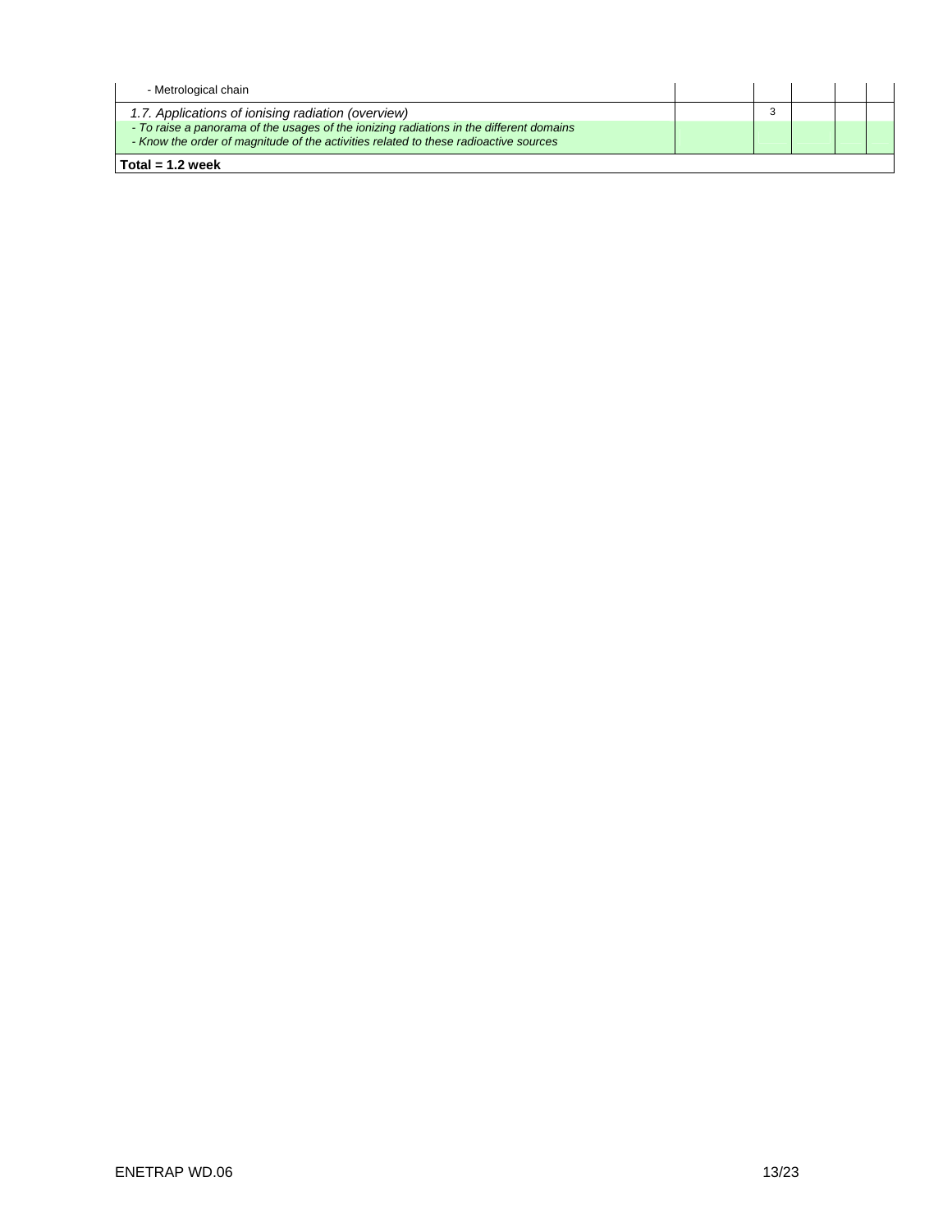| | | | | | |
|---|---|---|---|---|---|
| - Metrological chain | | | | | |
| *1.7. Applications of ionising radiation (overview)* | | 3 | | | |
| *- To raise a panorama of the usages of the ionizing radiations in the different domains*<br>*- Know the order of magnitude of the activities related to these radioactive sources* | | | | | |
| **Total = 1.2 week** | | | | | |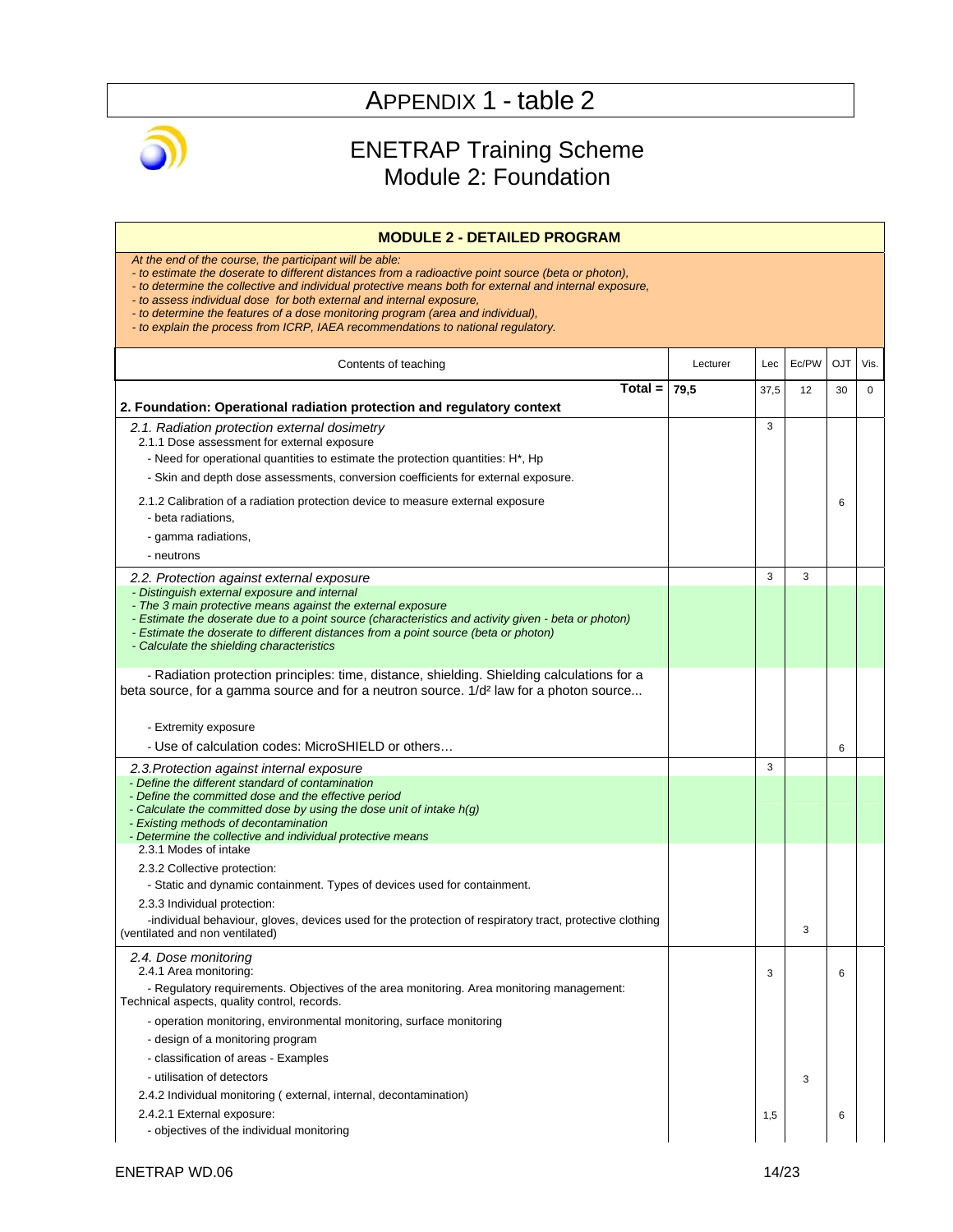# APPENDIX 1 - table 2

## ENETRAP Training Scheme
## Module 2: Foundation

**MODULE 2 - DETAILED PROGRAM**

*At the end of the course, the participant will be able:*
*- to estimate the doserate to different distances from a radioactive point source (beta or photon),*
*- to determine the collective and individual protective means both for external and internal exposure,*
*- to assess individual dose for both external and internal exposure,*
*- to determine the features of a dose monitoring program (area and individual),*
*- to explain the process from ICRP, IAEA recommendations to national regulatory.*

| Contents of teaching | Lecturer | Lec | Ec/PW | OJT | Vis. |
|---|---|---|---|---|---|
| **Total =** | **79,5** | 37,5 | 12 | 30 | 0 |
| **2. Foundation: Operational radiation protection and regulatory context** | | | | | |
| *2.1. Radiation protection external dosimetry* | | 3 | | | |
| 2.1.1 Dose assessment for external exposure | | | | | |
| - Need for operational quantities to estimate the protection quantities: H*, Hp | | | | | |
| - Skin and depth dose assessments, conversion coefficients for external exposure. | | | | | |
| 2.1.2 Calibration of a radiation protection device to measure external exposure | | | | 6 | |
| - beta radiations, | | | | | |
| - gamma radiations, | | | | | |
| - neutrons | | | | | |
| *2.2. Protection against external exposure* | | 3 | 3 | | |
| *- Distinguish external exposure and internal*<br>*- The 3 main protective means against the external exposure*<br>*- Estimate the doserate due to a point source (characteristics and activity given - beta or photon)*<br>*- Estimate the doserate to different distances from a point source (beta or photon)*<br>*- Calculate the shielding characteristics* | | | | | |
| - Radiation protection principles: time, distance, shielding. Shielding calculations for a beta source, for a gamma source and for a neutron source. $1/d^2$ law for a photon source... | | | | | |
| - Extremity exposure | | | | | |
| - Use of calculation codes: MicroSHIELD or others… | | | | 6 | |
| *2.3.Protection against internal exposure* | | 3 | | | |
| *- Define the different standard of contamination*<br>*- Define the committed dose and the effective period*<br>*- Calculate the committed dose by using the dose unit of intake h(g)*<br>*- Existing methods of decontamination*<br>*- Determine the collective and individual protective means* | | | | | |
| 2.3.1 Modes of intake | | | | | |
| 2.3.2 Collective protection: | | | | | |
| - Static and dynamic containment. Types of devices used for containment. | | | | | |
| 2.3.3 Individual protection: | | | | | |
| -individual behaviour, gloves, devices used for the protection of respiratory tract, protective clothing (ventilated and non ventilated) | | | 3 | | |
| *2.4. Dose monitoring* | | | | | |
| 2.4.1 Area monitoring: | | 3 | | 6 | |
| - Regulatory requirements. Objectives of the area monitoring. Area monitoring management: Technical aspects, quality control, records. | | | | | |
| - operation monitoring, environmental monitoring, surface monitoring | | | | | |
| - design of a monitoring program | | | | | |
| - classification of areas - Examples | | | | | |
| - utilisation of detectors | | | 3 | | |
| 2.4.2 Individual monitoring ( external, internal, decontamination) | | | | | |
| 2.4.2.1 External exposure: | | 1,5 | | 6 | |
| - objectives of the individual monitoring | | | | | |

ENETRAP WD.06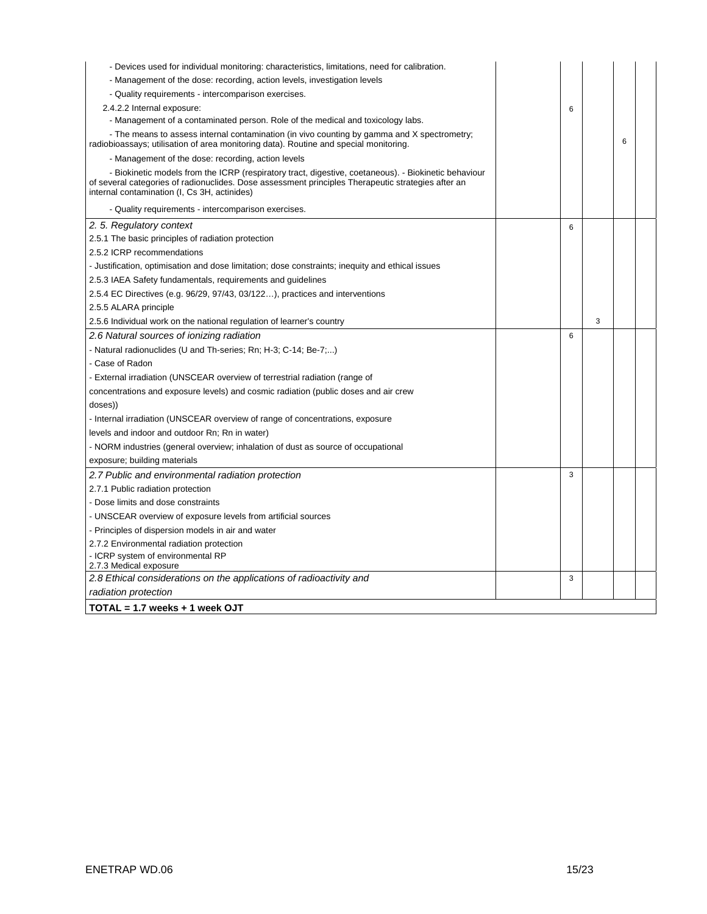| | | | | | |
|---|---|---|---|---|---|
| - Devices used for individual monitoring: characteristics, limitations, need for calibration. | | | | | |
| - Management of the dose: recording, action levels, investigation levels | | | | | |
| - Quality requirements - intercomparison exercises. | | | | | |
| 2.4.2.2 Internal exposure: | | 6 | | | |
| - Management of a contaminated person. Role of the medical and toxicology labs. | | | | | |
| - The means to assess internal contamination (in vivo counting by gamma and X spectrometry; radiobioassays; utilisation of area monitoring data). Routine and special monitoring. | | | | 6 | |
| - Management of the dose: recording, action levels | | | | | |
| - Biokinetic models from the ICRP (respiratory tract, digestive, coetaneous). - Biokinetic behaviour of several categories of radionuclides. Dose assessment principles Therapeutic strategies after an internal contamination (I, Cs 3H, actinides) | | | | | |
| - Quality requirements - intercomparison exercises. | | | | | |
| *2. 5. Regulatory context* | | 6 | | | |
| 2.5.1 The basic principles of radiation protection | | | | | |
| 2.5.2 ICRP recommendations | | | | | |
| - Justification, optimisation and dose limitation; dose constraints; inequity and ethical issues | | | | | |
| 2.5.3 IAEA Safety fundamentals, requirements and guidelines | | | | | |
| 2.5.4 EC Directives (e.g. 96/29, 97/43, 03/122…), practices and interventions | | | | | |
| 2.5.5 ALARA principle | | | | | |
| 2.5.6 Individual work on the national regulation of learner's country | | | 3 | | |
| *2.6 Natural sources of ionizing radiation* | | 6 | | | |
| - Natural radionuclides (U and Th-series; Rn; H-3; C-14; Be-7;...) | | | | | |
| - Case of Radon | | | | | |
| - External irradiation (UNSCEAR overview of terrestrial radiation (range of concentrations and exposure levels) and cosmic radiation (public doses and air crew doses)) | | | | | |
| - Internal irradiation (UNSCEAR overview of range of concentrations, exposure levels and indoor and outdoor Rn; Rn in water) | | | | | |
| - NORM industries (general overview; inhalation of dust as source of occupational exposure; building materials | | | | | |
| *2.7 Public and environmental radiation protection* | | 3 | | | |
| 2.7.1 Public radiation protection | | | | | |
| - Dose limits and dose constraints | | | | | |
| - UNSCEAR overview of exposure levels from artificial sources | | | | | |
| - Principles of dispersion models in air and water | | | | | |
| 2.7.2 Environmental radiation protection | | | | | |
| - ICRP system of environmental RP<br>2.7.3 Medical exposure | | | | | |
| *2.8 Ethical considerations on the applications of radioactivity and radiation protection* | | 3 | | | |
| **TOTAL = 1.7 weeks + 1 week OJT** | | | | | |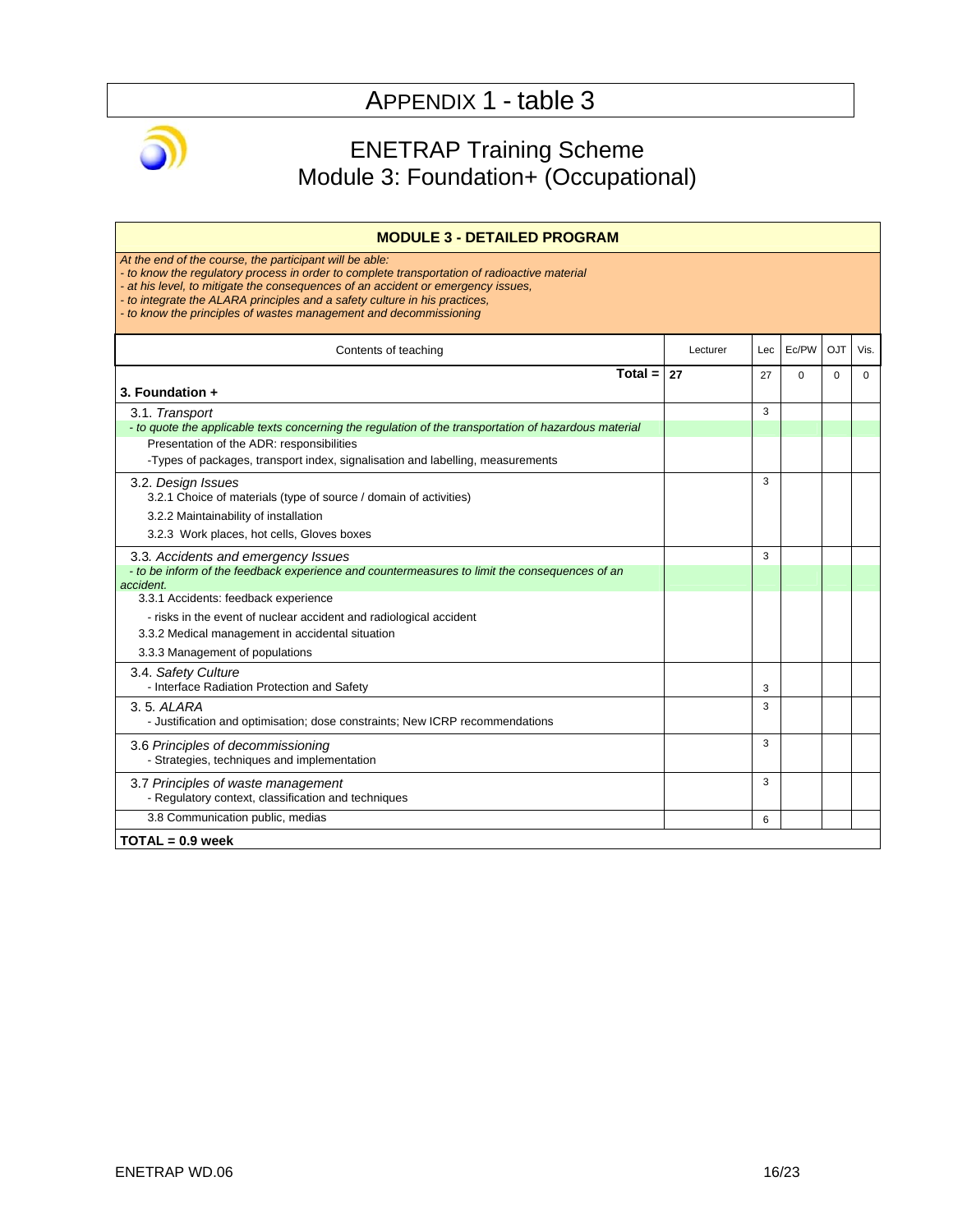# APPENDIX 1 - table 3

## ENETRAP Training Scheme
## Module 3: Foundation+ (Occupational)

**MODULE 3 - DETAILED PROGRAM**

*At the end of the course, the participant will be able:*
*- to know the regulatory process in order to complete transportation of radioactive material*
*- at his level, to mitigate the consequences of an accident or emergency issues,*
*- to integrate the ALARA principles and a safety culture in his practices,*
*- to know the principles of wastes management and decommissioning*

| Contents of teaching | Lecturer | Lec | Ec/PW | OJT | Vis. |
|---|---|---|---|---|---|
| **Total =** | **27** | 27 | 0 | 0 | 0 |
| **3. Foundation +** | | | | | |
| 3.1. *Transport* | | 3 | | | |
| *- to quote the applicable texts concerning the regulation of the transportation of hazardous material* | | | | | |
| Presentation of the ADR: responsibilities | | | | | |
| -Types of packages, transport index, signalisation and labelling, measurements | | | | | |
| 3.2. *Design Issues* | | 3 | | | |
| 3.2.1 Choice of materials (type of source / domain of activities) | | | | | |
| 3.2.2 Maintainability of installation | | | | | |
| 3.2.3 Work places, hot cells, Gloves boxes | | | | | |
| 3.3. *Accidents and emergency Issues* | | 3 | | | |
| *- to be inform of the feedback experience and countermeasures to limit the consequences of an accident.* | | | | | |
| 3.3.1 Accidents: feedback experience | | | | | |
| - risks in the event of nuclear accident and radiological accident | | | | | |
| 3.3.2 Medical management in accidental situation | | | | | |
| 3.3.3 Management of populations | | | | | |
| 3.4. *Safety Culture*<br>- Interface Radiation Protection and Safety | | 3 | | | |
| 3. 5. *ALARA*<br>- Justification and optimisation; dose constraints; New ICRP recommendations | | 3 | | | |
| 3.6 *Principles of decommissioning*<br>- Strategies, techniques and implementation | | 3 | | | |
| 3.7 *Principles of waste management*<br>- Regulatory context, classification and techniques | | 3 | | | |
| 3.8 Communication public, medias | | 6 | | | |
| **TOTAL = 0.9 week** | | | | | |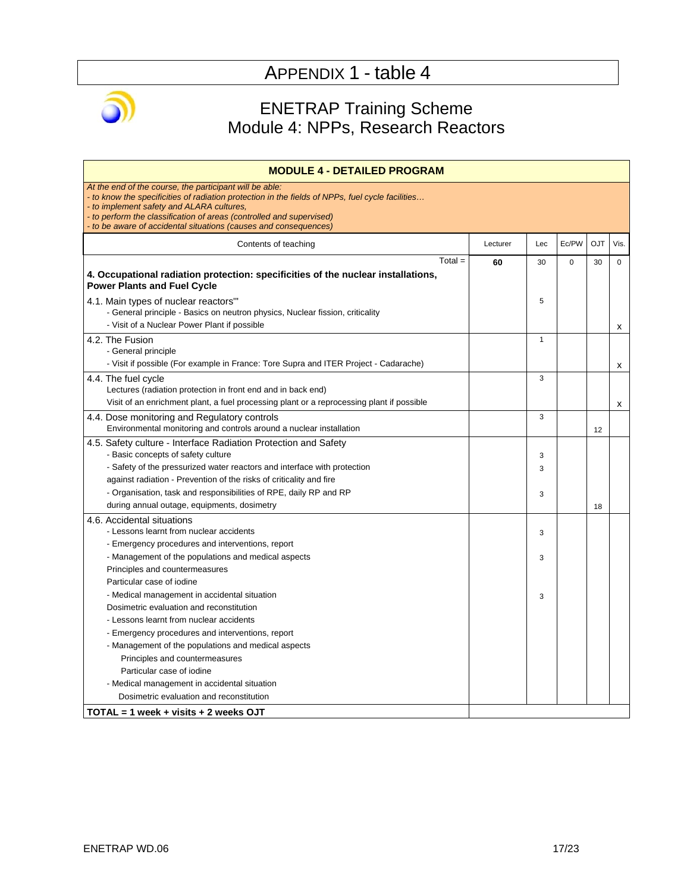# APPENDIX 1 - table 4

## ENETRAP Training Scheme
## Module 4: NPPs, Research Reactors

| **MODULE 4 - DETAILED PROGRAM** | | | | | |
|---|---|---|---|---|---|
| *At the end of the course, the participant will be able:*<br>*- to know the specificities of radiation protection in the fields of NPPs, fuel cycle facilities…*<br>*- to implement safety and ALARA cultures,*<br>*- to perform the classification of areas (controlled and supervised)*<br>*- to be aware of accidental situations (causes and consequences)* | | | | | |
| Contents of teaching | Lecturer | Lec | Ec/PW | OJT | Vis. |
| Total = | **60** | 30 | 0 | 30 | 0 |
| **4. Occupational radiation protection: specificities of the nuclear installations, Power Plants and Fuel Cycle** | | | | | |
| 4.1. Main types of nuclear reactors''' | | 5 | | | |
| - General principle - Basics on neutron physics, Nuclear fission, criticality | | | | | |
| - Visit of a Nuclear Power Plant if possible | | | | | x |
| 4.2. The Fusion | | 1 | | | |
| - General principle | | | | | |
| - Visit if possible (For example in France: Tore Supra and ITER Project - Cadarache) | | | | | x |
| 4.4. The fuel cycle | | 3 | | | |
| Lectures (radiation protection in front end and in back end) | | | | | |
| Visit of an enrichment plant, a fuel processing plant or a reprocessing plant if possible | | | | | x |
| 4.4. Dose monitoring and Regulatory controls | | 3 | | | |
| Environmental monitoring and controls around a nuclear installation | | | | 12 | |
| 4.5. Safety culture - Interface Radiation Protection and Safety | | | | | |
| - Basic concepts of safety culture | | 3 | | | |
| - Safety of the pressurized water reactors and interface with protection against radiation - Prevention of the risks of criticality and fire | | 3 | | | |
| - Organisation, task and responsibilities of RPE, daily RP and RP during annual outage, equipments, dosimetry | | 3 | | 18 | |
| 4.6. Accidental situations | | | | | |
| - Lessons learnt from nuclear accidents | | 3 | | | |
| - Emergency procedures and interventions, report | | | | | |
| - Management of the populations and medical aspects | | 3 | | | |
| Principles and countermeasures | | | | | |
| Particular case of iodine | | | | | |
| - Medical management in accidental situation | | 3 | | | |
| Dosimetric evaluation and reconstitution | | | | | |
| - Lessons learnt from nuclear accidents | | | | | |
| - Emergency procedures and interventions, report | | | | | |
| - Management of the populations and medical aspects | | | | | |
| Principles and countermeasures | | | | | |
| Particular case of iodine | | | | | |
| - Medical management in accidental situation | | | | | |
| Dosimetric evaluation and reconstitution | | | | | |
| **TOTAL = 1 week + visits + 2 weeks OJT** | | | | | |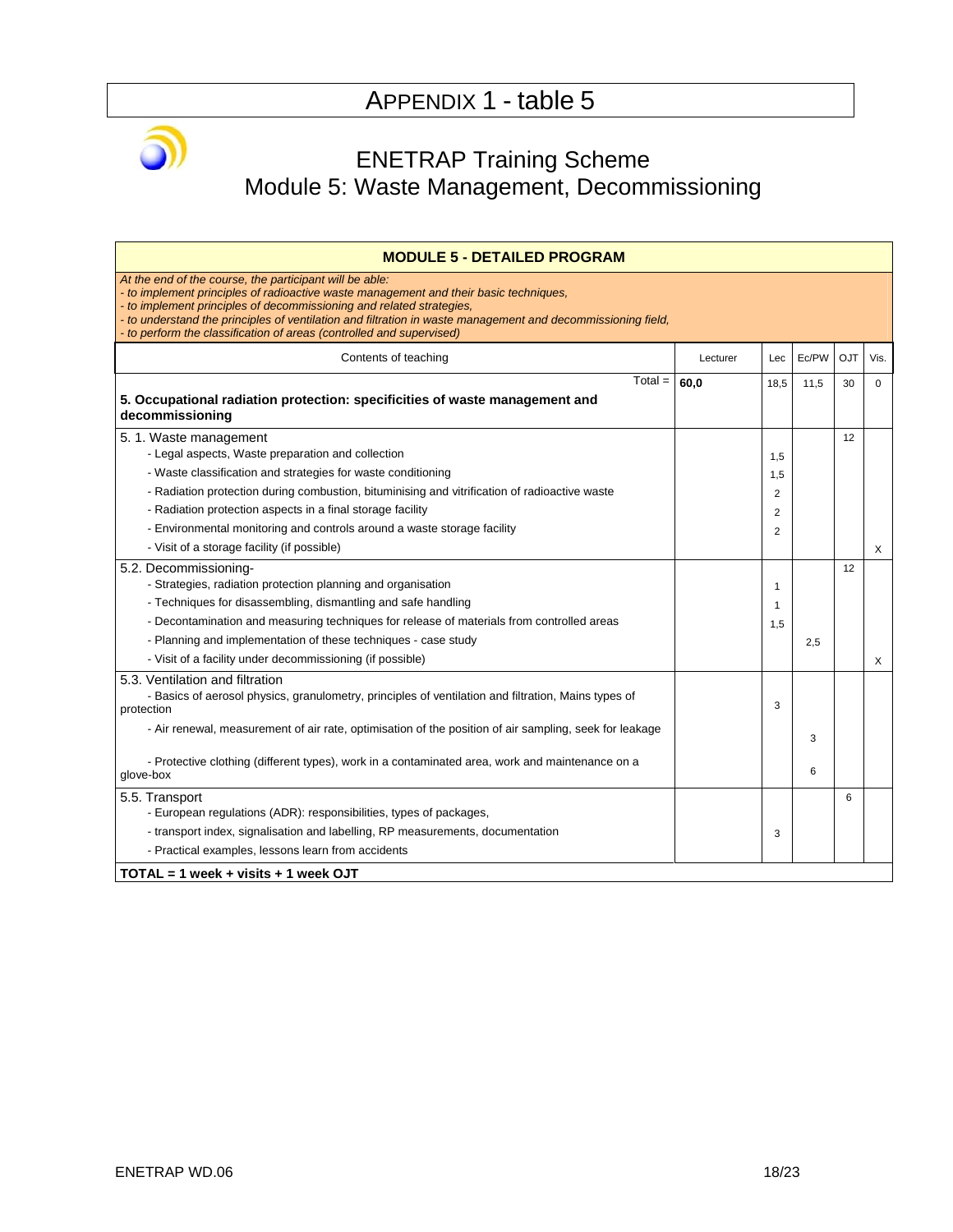# APPENDIX 1 - table 5

## ENETRAP Training Scheme
## Module 5: Waste Management, Decommissioning

| MODULE 5 - DETAILED PROGRAM | | | | | |
|---|---|---|---|---|---|
| *At the end of the course, the participant will be able:*<br>*- to implement principles of radioactive waste management and their basic techniques,*<br>*- to implement principles of decommissioning and related strategies,*<br>*- to understand the principles of ventilation and filtration in waste management and decommissioning field,*<br>*- to perform the classification of areas (controlled and supervised)* | | | | | |
| Contents of teaching | Lecturer | Lec | Ec/PW | OJT | Vis. |
| Total = | **60,0** | 18,5 | 11,5 | 30 | 0 |
| **5. Occupational radiation protection: specificities of waste management and decommissioning** | | | | | |
| 5. 1. Waste management | | | | 12 | |
| - Legal aspects, Waste preparation and collection | | 1,5 | | | |
| - Waste classification and strategies for waste conditioning | | 1,5 | | | |
| - Radiation protection during combustion, bituminising and vitrification of radioactive waste | | 2 | | | |
| - Radiation protection aspects in a final storage facility | | 2 | | | |
| - Environmental monitoring and controls around a waste storage facility | | 2 | | | |
| - Visit of a storage facility (if possible) | | | | | X |
| 5.2. Decommissioning- | | | | 12 | |
| - Strategies, radiation protection planning and organisation | | 1 | | | |
| - Techniques for disassembling, dismantling and safe handling | | 1 | | | |
| - Decontamination and measuring techniques for release of materials from controlled areas | | 1,5 | | | |
| - Planning and implementation of these techniques - case study | | | 2,5 | | |
| - Visit of a facility under decommissioning (if possible) | | | | | X |
| 5.3. Ventilation and filtration | | | | | |
| - Basics of aerosol physics, granulometry, principles of ventilation and filtration, Mains types of protection | | 3 | | | |
| - Air renewal, measurement of air rate, optimisation of the position of air sampling, seek for leakage | | | 3 | | |
| - Protective clothing (different types), work in a contaminated area, work and maintenance on a glove-box | | | 6 | | |
| 5.5. Transport | | | | 6 | |
| - European regulations (ADR): responsibilities, types of packages, | | | | | |
| - transport index, signalisation and labelling, RP measurements, documentation | | 3 | | | |
| - Practical examples, lessons learn from accidents | | | | | |
| **TOTAL = 1 week + visits + 1 week OJT** | | | | | |

ENETRAP WD.06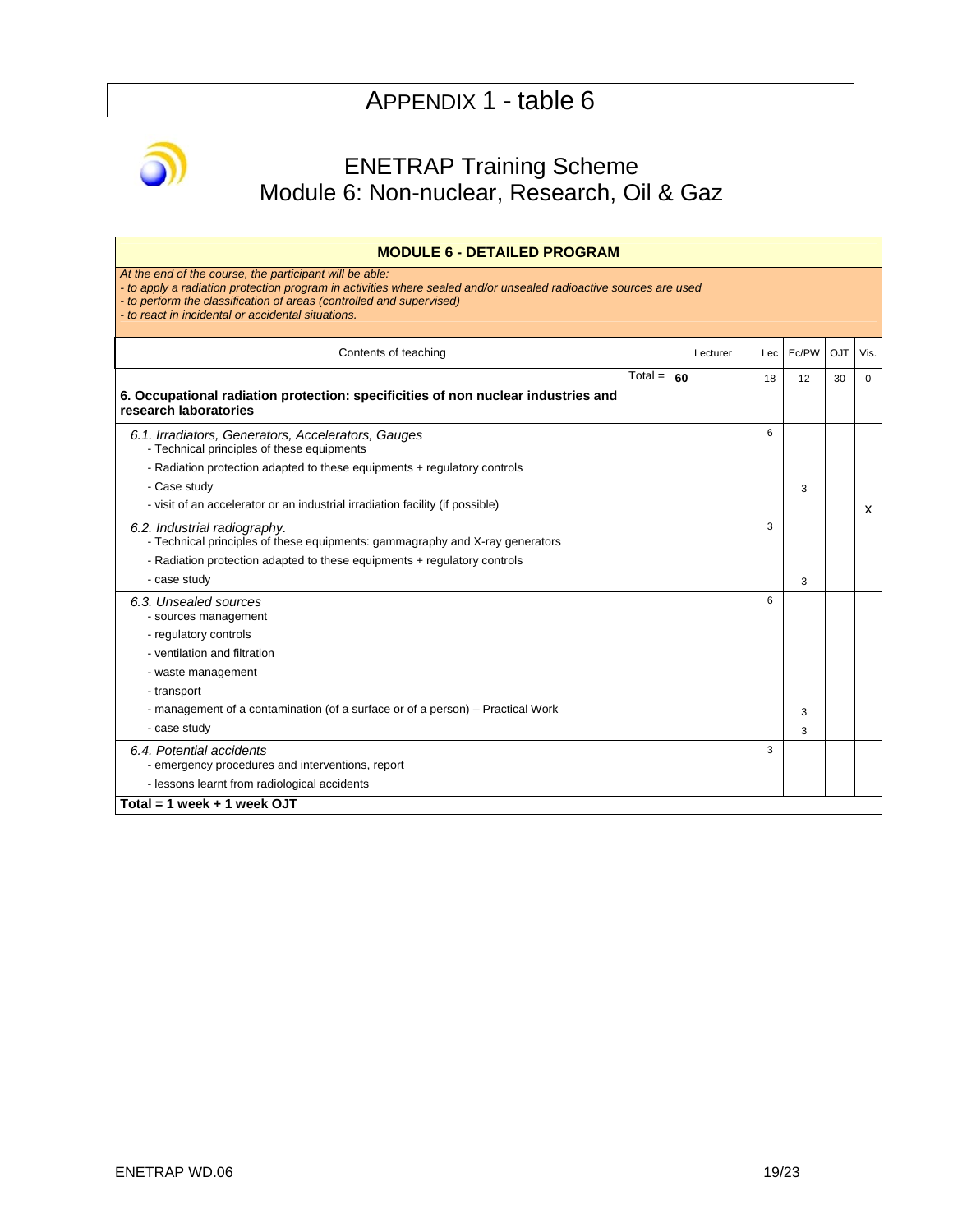# APPENDIX 1 - table 6

## ENETRAP Training Scheme
## Module 6: Non-nuclear, Research, Oil & Gaz

**MODULE 6 - DETAILED PROGRAM**

*At the end of the course, the participant will be able:*
*- to apply a radiation protection program in activities where sealed and/or unsealed radioactive sources are used*
*- to perform the classification of areas (controlled and supervised)*
*- to react in incidental or accidental situations.*

| Contents of teaching | Lecturer | Lec | Ec/PW | OJT | Vis. |
|---|---|---|---|---|---|
| Total = | **60** | 18 | 12 | 30 | 0 |
| **6. Occupational radiation protection: specificities of non nuclear industries and research laboratories** | | | | | |
| *6.1. Irradiators, Generators, Accelerators, Gauges* | | 6 | | | |
| - Technical principles of these equipments | | | | | |
| - Radiation protection adapted to these equipments + regulatory controls | | | | | |
| - Case study | | | 3 | | |
| - visit of an accelerator or an industrial irradiation facility (if possible) | | | | | X |
| *6.2. Industrial radiography.* | | 3 | | | |
| - Technical principles of these equipments: gammagraphy and X-ray generators | | | | | |
| - Radiation protection adapted to these equipments + regulatory controls | | | | | |
| - case study | | | 3 | | |
| *6.3. Unsealed sources* | | 6 | | | |
| - sources management | | | | | |
| - regulatory controls | | | | | |
| - ventilation and filtration | | | | | |
| - waste management | | | | | |
| - transport | | | | | |
| - management of a contamination (of a surface or of a person) – Practical Work | | | 3 | | |
| - case study | | | 3 | | |
| *6.4. Potential accidents* | | 3 | | | |
| - emergency procedures and interventions, report | | | | | |
| - lessons learnt from radiological accidents | | | | | |
| **Total = 1 week + 1 week OJT** | | | | | |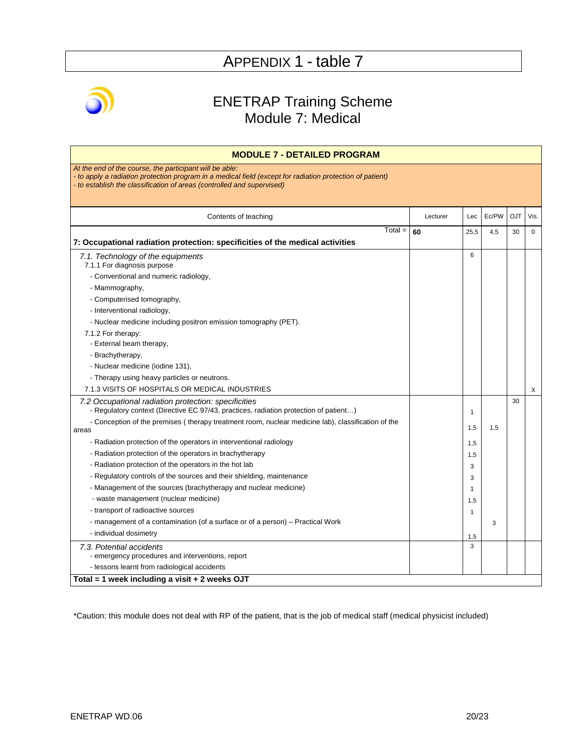# APPENDIX 1 - table 7

## ENETRAP Training Scheme
## Module 7: Medical

**MODULE 7 - DETAILED PROGRAM**

*At the end of the course, the participant will be able:*
*- to apply a radiation protection program in a medical field (except for radiation protection of patient)*
*- to establish the classification of areas (controlled and supervised)*

| Contents of teaching | Lecturer | Lec | Ec/PW | OJT | Vis. |
|---|---|---|---|---|---|
| Total = | **60** | 25,5 | 4,5 | 30 | 0 |
| **7: Occupational radiation protection: specificities of the medical activities** | | | | | |
| *7.1. Technology of the equipments* | | 6 | | | |
| 7.1.1 For diagnosis purpose | | | | | |
| - Conventional and numeric radiology, | | | | | |
| - Mammography, | | | | | |
| - Computerised tomography, | | | | | |
| - Interventional radiology, | | | | | |
| - Nuclear medicine including positron emission tomography (PET). | | | | | |
| 7.1.2 For therapy: | | | | | |
| - External beam therapy, | | | | | |
| - Brachytherapy, | | | | | |
| - Nuclear medicine (iodine 131), | | | | | |
| - Therapy using heavy particles or neutrons. | | | | | |
| 7.1.3 VISITS OF HOSPITALS OR MEDICAL INDUSTRIES | | | | | X |
| *7.2 Occupational radiation protection: specificities* | | | | 30 | |
| - Regulatory context (Directive EC 97/43, practices, radiation protection of patient…) | | 1 | | | |
| - Conception of the premises ( therapy treatment room, nuclear medicine lab), classification of the areas | | 1,5 | 1,5 | | |
| - Radiation protection of the operators in interventional radiology | | 1,5 | | | |
| - Radiation protection of the operators in brachytherapy | | 1,5 | | | |
| - Radiation protection of the operators in the hot lab | | 3 | | | |
| - Regulatory controls of the sources and their shielding, maintenance | | 3 | | | |
| - Management of the sources (brachytherapy and nuclear medicine) | | 1 | | | |
| - waste management (nuclear medicine) | | 1,5 | | | |
| - transport of radioactive sources | | 1 | | | |
| - management of a contamination (of a surface or of a person) – Practical Work | | | 3 | | |
| - individual dosimetry | | 1,5 | | | |
| *7.3. Potential accidents* | | 3 | | | |
| - emergency procedures and interventions, report | | | | | |
| - lessons learnt from radiological accidents | | | | | |
| **Total = 1 week including a visit + 2 weeks OJT** | | | | | |

*Caution: this module does not deal with RP of the patient, that is the job of medical staff (medical physicist included)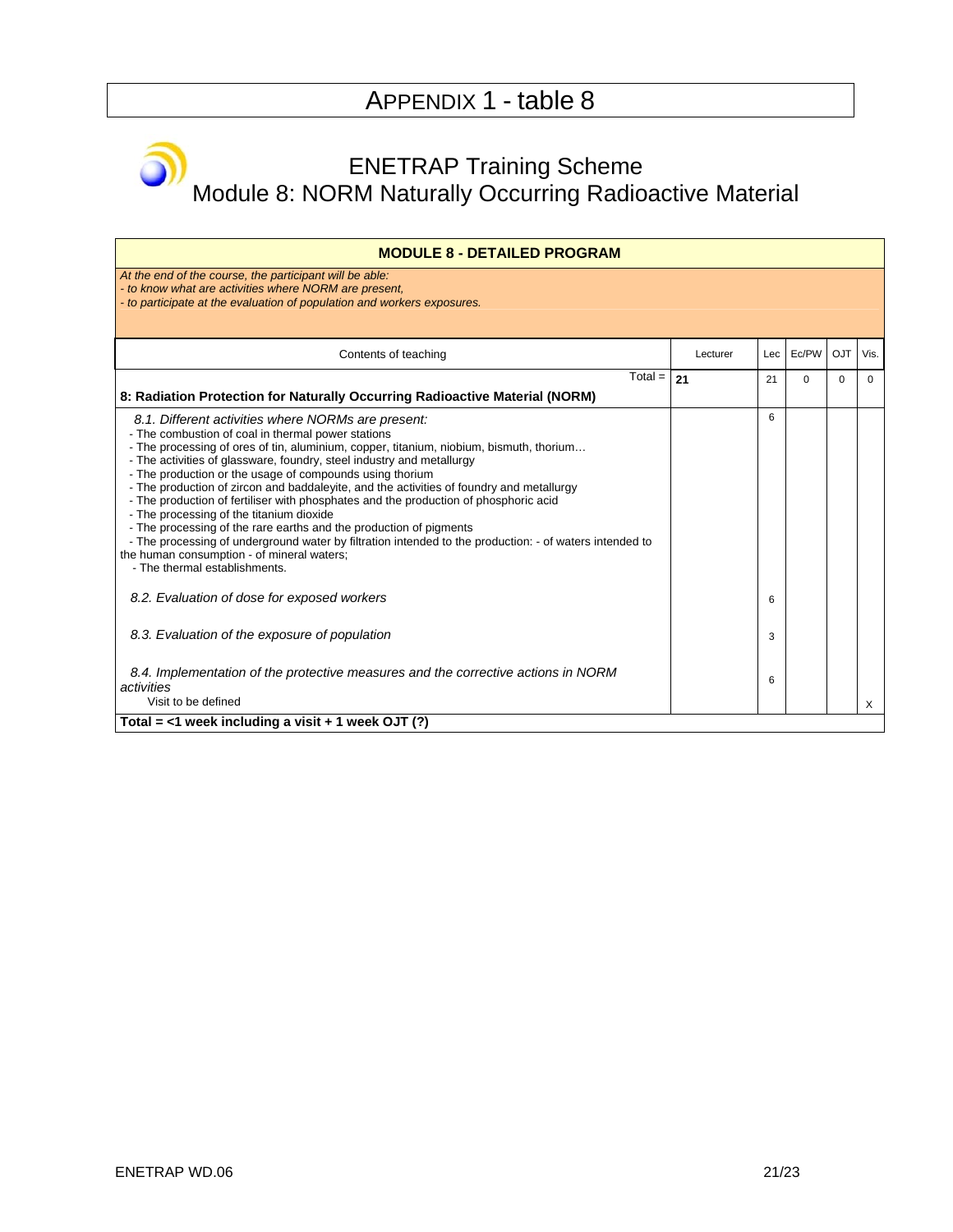# APPENDIX 1 - table 8

## ENETRAP Training Scheme
## Module 8: NORM Naturally Occurring Radioactive Material

| MODULE 8 - DETAILED PROGRAM | | | | | |
|---|---|---|---|---|---|
| *At the end of the course, the participant will be able:*<br>*- to know what are activities where NORM are present,*<br>*- to participate at the evaluation of population and workers exposures.* | | | | | |
| Contents of teaching | Lecturer | Lec | Ec/PW | OJT | Vis. |
| Total = <br>**8: Radiation Protection for Naturally Occurring Radioactive Material (NORM)** | **21** | 21 | 0 | 0 | 0 |
| *8.1. Different activities where NORMs are present:*<br>- The combustion of coal in thermal power stations<br>- The processing of ores of tin, aluminium, copper, titanium, niobium, bismuth, thorium…<br>- The activities of glassware, foundry, steel industry and metallurgy<br>- The production or the usage of compounds using thorium<br>- The production of zircon and baddaleyite, and the activities of foundry and metallurgy<br>- The production of fertiliser with phosphates and the production of phosphoric acid<br>- The processing of the titanium dioxide<br>- The processing of the rare earths and the production of pigments<br>- The processing of underground water by filtration intended to the production: - of waters intended to the human consumption - of mineral waters;<br>- The thermal establishments. | | 6 | | | |
| *8.2. Evaluation of dose for exposed workers* | | 6 | | | |
| *8.3. Evaluation of the exposure of population* | | 3 | | | |
| *8.4. Implementation of the protective measures and the corrective actions in NORM activities*<br>Visit to be defined | | 6 | | | X |
| **Total = <1 week including a visit + 1 week OJT (?)** | | | | | |

ENETRAP WD.06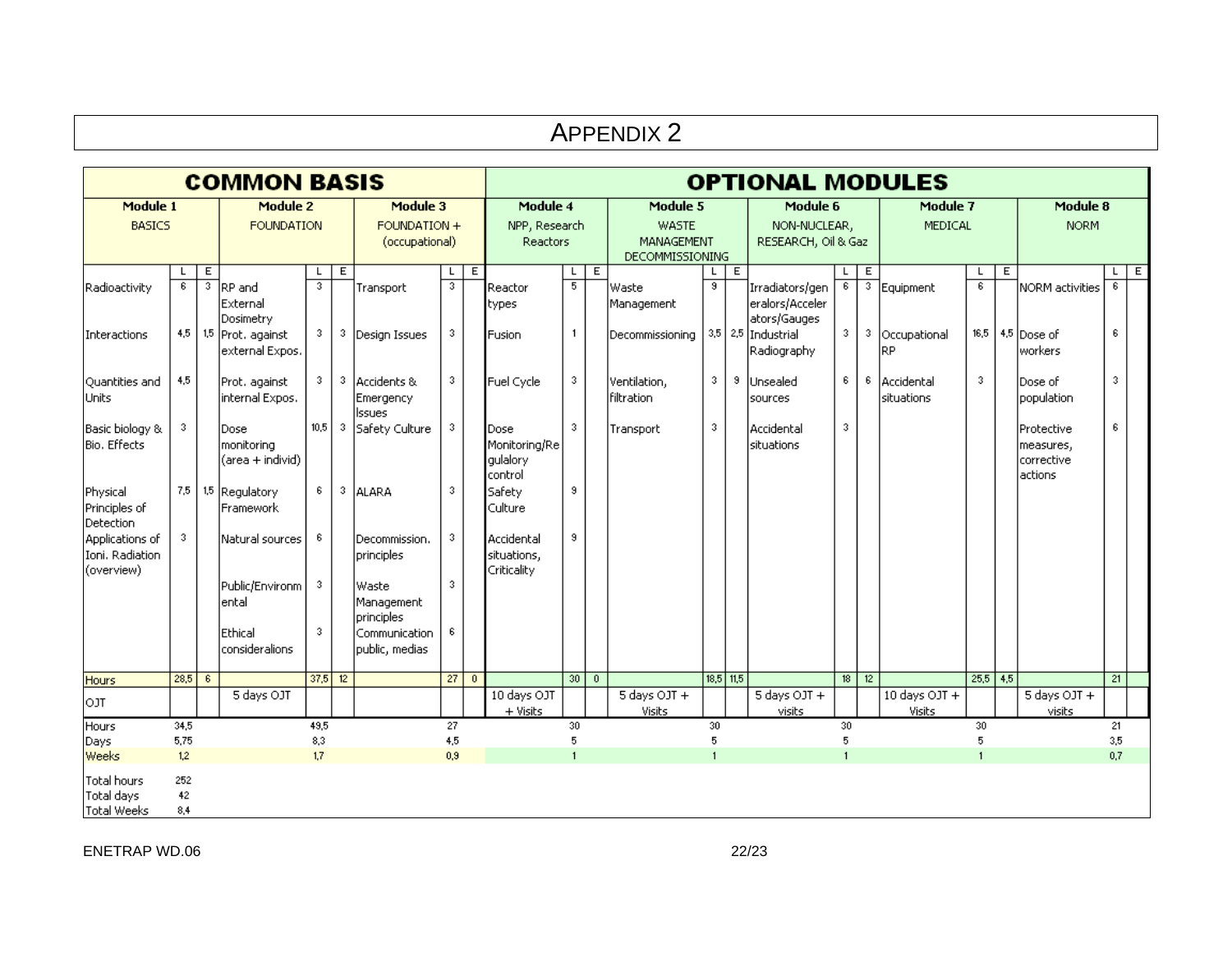# APPENDIX 2

| COMMON BASIS | | | | | | | | | OPTIONAL MODULES | | | | | | | | | | | | | | | |
|---|---|---|---|---|---|---|---|---|---|---|---|---|---|---|---|---|---|---|---|---|---|---|---|---|
| **Module 1** BASICS | | | **Module 2** FOUNDATION | | | **Module 3** FOUNDATION + (occupational) | | | **Module 4** NPP, Research Reactors | | | **Module 5** WASTE MANAGEMENT DECOMMISSIONING | | | **Module 6** NON-NUCLEAR, RESEARCH, Oil & Gaz | | | **Module 7** MEDICAL | | | **Module 8** NORM | | |
| | L | E | | L | E | | L | E | | L | E | | L | E | | L | E | | L | E | | L | E |
| Radioactivity | 6 | 3 | RP and External Dosimetry | 3 | | Transport | 3 | | Reactor types | 5 | | Waste Management | 9 | | Irradiators/generalors/Accelerators/Gauges | 6 | 3 | Equipment | 6 | | NORM activities | 6 | |
| Interactions | 4,5 | 1,5 | Prot. against external Expos. | 3 | 3 | Design Issues | 3 | | Fusion | 1 | | Decommissioning | 3,5 | 2,5 | Industrial Radiography | 3 | 3 | Occupational RP | 16,5 | 4,5 | Dose of workers | 6 | |
| Quantities and Units | 4,5 | | Prot. against internal Expos. | 3 | 3 | Accidents & Emergency Issues | 3 | | Fuel Cycle | 3 | | Ventilation, filtration | 3 | 9 | Unsealed sources | 6 | 6 | Accidental situations | 3 | | Dose of population | 3 | |
| Basic biology & Bio. Effects | 3 | | Dose monitoring (area + individ) | 10,5 | 3 | Safety Culture | 3 | | Dose Monitoring/Regulalory control | 3 | | Transport | 3 | | Accidental situations | 3 | | | | | Protective measures, corrective actions | 6 | |
| Physical Principles of Detection | 7,5 | 1,5 | Regulatory Framework | 6 | 3 | ALARA | 3 | | Safety Culture | 9 | | | | | | | | | | | | | |
| Applications of Ioni. Radiation (overview) | 3 | | Natural sources | 6 | | Decommission. principles | 3 | | Accidental situations, Criticality | 9 | | | | | | | | | | | | | |
| | | | Public/Environmental | 3 | | Waste Management principles | 3 | | | | | | | | | | | | | | | | |
| | | | Ethical consideralions | 3 | | Communication public, medias | 6 | | | | | | | | | | | | | | | | |
| Hours | 28,5 | 6 | | 37,5 | 12 | | 27 | 0 | | 30 | 0 | | 18,5 | 11,5 | | 18 | 12 | | 25,5 | 4,5 | | 21 | |
| OJT | | | 5 days OJT | | | | | | 10 days OJT + Visits | | | 5 days OJT + Visits | | | 5 days OJT + visits | | | 10 days OJT + Visits | | | 5 days OJT + visits | | |
| Hours | 34,5 | | | 49,5 | | | 27 | | | 30 | | | 30 | | | 30 | | | 30 | | | 21 | |
| Days | 5,75 | | | 8,3 | | | 4,5 | | | 5 | | | 5 | | | 5 | | | 5 | | | 3,5 | |
| Weeks | 1,2 | | | 1,7 | | | 0,9 | | | 1 | | | 1 | | | 1 | | | 1 | | | 0,7 | |
| Total hours | 252 | | | | | | | | | | | | | | | | | | | | | | |
| Total days | 42 | | | | | | | | | | | | | | | | | | | | | | |
| Total Weeks | 8,4 | | | | | | | | | | | | | | | | | | | | | | |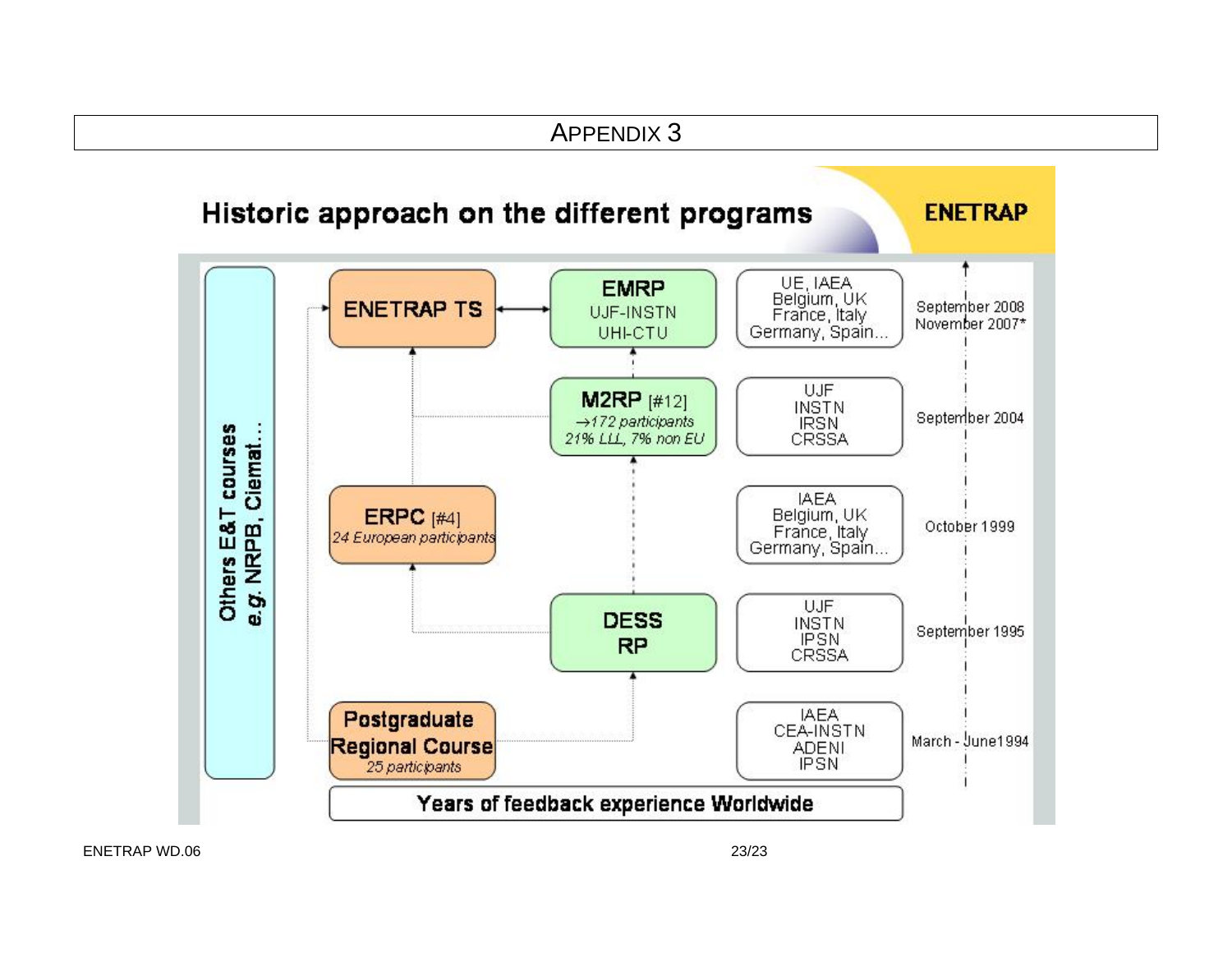# APPENDIX 3

## Historic approach on the different programs

ENETRAP

Others E&T courses
*e.g.* NRPB, Ciemat…

ENETRAP TS

EMRP
UJF-INSTN
UHI-CTU

UE, IAEA
Belgium, UK
France, Italy
Germany, Spain…

September 2008
November 2007*

M2RP [#12]
→172 participants
21% LLL, 7% non EU

UJF
INSTN
IRSN
CRSSA

September 2004

ERPC [#4]
24 European participants

IAEA
Belgium, UK
France, Italy
Germany, Spain…

October 1999

DESS
RP

UJF
INSTN
IPSN
CRSSA

September 1995

Postgraduate
Regional Course
25 participants

IAEA
CEA-INSTN
ADENI
IPSN

March - June 1994

Years of feedback experience Worldwide